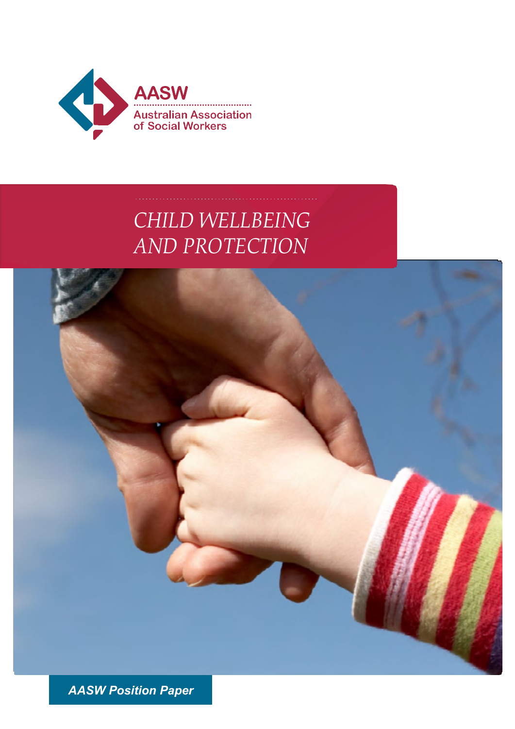AASW

Australian Association of Social Workers

# CHILD WELLBEING AND PROTECTION

***AASW Position Paper***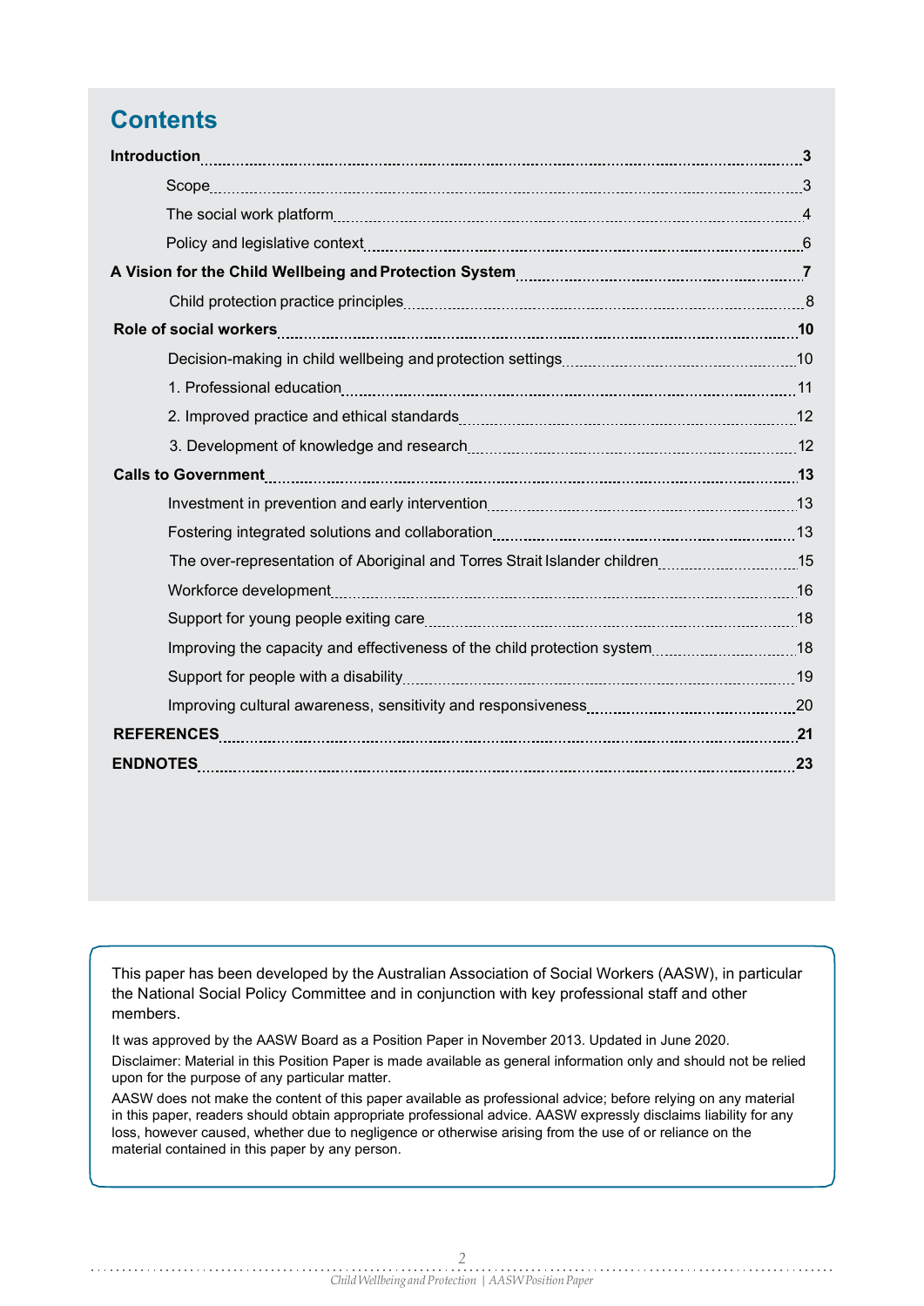# Contents

**Introduction** ... **3**

- Scope ... 3
- The social work platform ... 4
- Policy and legislative context ... 6

**A Vision for the Child Wellbeing and Protection System** ... **7**

- Child protection practice principles ... 8

**Role of social workers** ... **10**

- Decision-making in child wellbeing and protection settings ... 10
- 1. Professional education ... 11
- 2. Improved practice and ethical standards ... 12
- 3. Development of knowledge and research ... 12

**Calls to Government** ... **13**

- Investment in prevention and early intervention ... 13
- Fostering integrated solutions and collaboration ... 13
- The over-representation of Aboriginal and Torres Strait Islander children ... 15
- Workforce development ... 16
- Support for young people exiting care ... 18
- Improving the capacity and effectiveness of the child protection system ... 18
- Support for people with a disability ... 19
- Improving cultural awareness, sensitivity and responsiveness ... 20

**REFERENCES** ... **21**

**ENDNOTES** ... **23**

This paper has been developed by the Australian Association of Social Workers (AASW), in particular the National Social Policy Committee and in conjunction with key professional staff and other members.

It was approved by the AASW Board as a Position Paper in November 2013. Updated in June 2020.

Disclaimer: Material in this Position Paper is made available as general information only and should not be relied upon for the purpose of any particular matter.

AASW does not make the content of this paper available as professional advice; before relying on any material in this paper, readers should obtain appropriate professional advice. AASW expressly disclaims liability for any loss, however caused, whether due to negligence or otherwise arising from the use of or reliance on the material contained in this paper by any person.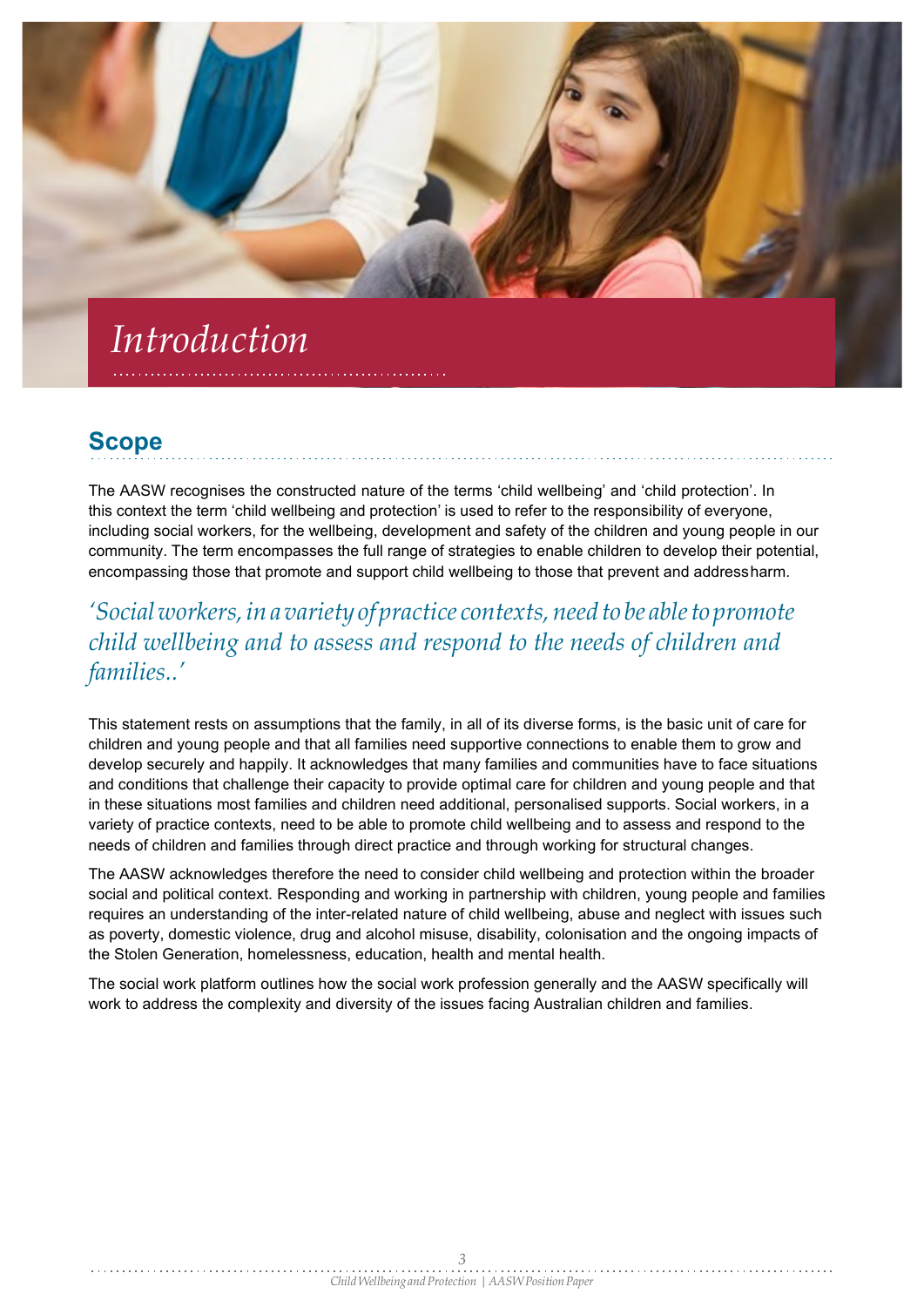# *Introduction*

## Scope

The AASW recognises the constructed nature of the terms 'child wellbeing' and 'child protection'. In this context the term 'child wellbeing and protection' is used to refer to the responsibility of everyone, including social workers, for the wellbeing, development and safety of the children and young people in our community. The term encompasses the full range of strategies to enable children to develop their potential, encompassing those that promote and support child wellbeing to those that prevent and address harm.

*'Social workers, in a variety of practice contexts, need to be able to promote child wellbeing and to assess and respond to the needs of children and families..'*

This statement rests on assumptions that the family, in all of its diverse forms, is the basic unit of care for children and young people and that all families need supportive connections to enable them to grow and develop securely and happily. It acknowledges that many families and communities have to face situations and conditions that challenge their capacity to provide optimal care for children and young people and that in these situations most families and children need additional, personalised supports. Social workers, in a variety of practice contexts, need to be able to promote child wellbeing and to assess and respond to the needs of children and families through direct practice and through working for structural changes.

The AASW acknowledges therefore the need to consider child wellbeing and protection within the broader social and political context. Responding and working in partnership with children, young people and families requires an understanding of the inter-related nature of child wellbeing, abuse and neglect with issues such as poverty, domestic violence, drug and alcohol misuse, disability, colonisation and the ongoing impacts of the Stolen Generation, homelessness, education, health and mental health.

The social work platform outlines how the social work profession generally and the AASW specifically will work to address the complexity and diversity of the issues facing Australian children and families.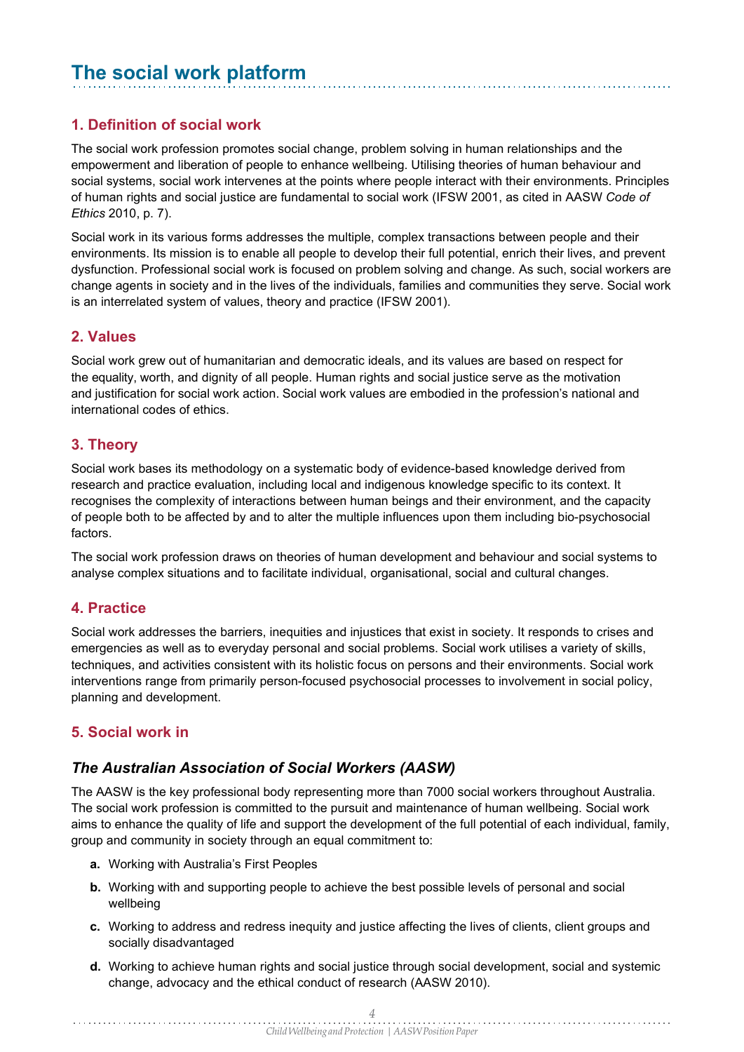# The social work platform

## 1. Definition of social work

The social work profession promotes social change, problem solving in human relationships and the empowerment and liberation of people to enhance wellbeing. Utilising theories of human behaviour and social systems, social work intervenes at the points where people interact with their environments. Principles of human rights and social justice are fundamental to social work (IFSW 2001, as cited in AASW *Code of Ethics* 2010, p. 7).

Social work in its various forms addresses the multiple, complex transactions between people and their environments. Its mission is to enable all people to develop their full potential, enrich their lives, and prevent dysfunction. Professional social work is focused on problem solving and change. As such, social workers are change agents in society and in the lives of the individuals, families and communities they serve. Social work is an interrelated system of values, theory and practice (IFSW 2001).

## 2. Values

Social work grew out of humanitarian and democratic ideals, and its values are based on respect for the equality, worth, and dignity of all people. Human rights and social justice serve as the motivation and justification for social work action. Social work values are embodied in the profession's national and international codes of ethics.

## 3. Theory

Social work bases its methodology on a systematic body of evidence-based knowledge derived from research and practice evaluation, including local and indigenous knowledge specific to its context. It recognises the complexity of interactions between human beings and their environment, and the capacity of people both to be affected by and to alter the multiple influences upon them including bio-psychosocial factors.

The social work profession draws on theories of human development and behaviour and social systems to analyse complex situations and to facilitate individual, organisational, social and cultural changes.

## 4. Practice

Social work addresses the barriers, inequities and injustices that exist in society. It responds to crises and emergencies as well as to everyday personal and social problems. Social work utilises a variety of skills, techniques, and activities consistent with its holistic focus on persons and their environments. Social work interventions range from primarily person-focused psychosocial processes to involvement in social policy, planning and development.

## 5. Social work in

### *The Australian Association of Social Workers (AASW)*

The AASW is the key professional body representing more than 7000 social workers throughout Australia. The social work profession is committed to the pursuit and maintenance of human wellbeing. Social work aims to enhance the quality of life and support the development of the full potential of each individual, family, group and community in society through an equal commitment to:

- **a.** Working with Australia's First Peoples
- **b.** Working with and supporting people to achieve the best possible levels of personal and social wellbeing
- **c.** Working to address and redress inequity and justice affecting the lives of clients, client groups and socially disadvantaged
- **d.** Working to achieve human rights and social justice through social development, social and systemic change, advocacy and the ethical conduct of research (AASW 2010).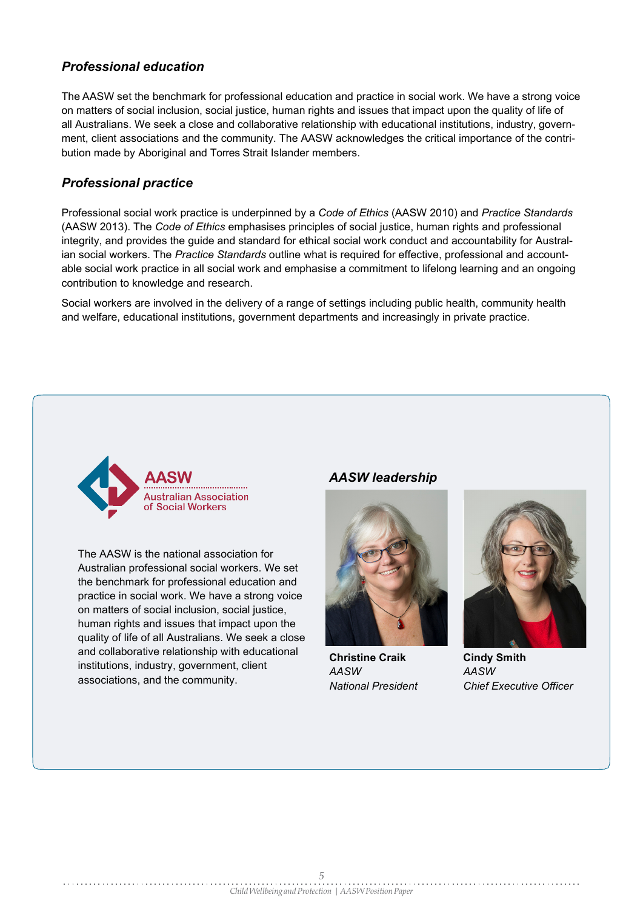### *Professional education*

The AASW set the benchmark for professional education and practice in social work. We have a strong voice on matters of social inclusion, social justice, human rights and issues that impact upon the quality of life of all Australians. We seek a close and collaborative relationship with educational institutions, industry, government, client associations and the community. The AASW acknowledges the critical importance of the contribution made by Aboriginal and Torres Strait Islander members.

### *Professional practice*

Professional social work practice is underpinned by a *Code of Ethics* (AASW 2010) and *Practice Standards* (AASW 2013). The *Code of Ethics* emphasises principles of social justice, human rights and professional integrity, and provides the guide and standard for ethical social work conduct and accountability for Australian social workers. The *Practice Standards* outline what is required for effective, professional and accountable social work practice in all social work and emphasise a commitment to lifelong learning and an ongoing contribution to knowledge and research.

Social workers are involved in the delivery of a range of settings including public health, community health and welfare, educational institutions, government departments and increasingly in private practice.

AASW
Australian Association of Social Workers

The AASW is the national association for Australian professional social workers. We set the benchmark for professional education and practice in social work. We have a strong voice on matters of social inclusion, social justice, human rights and issues that impact upon the quality of life of all Australians. We seek a close and collaborative relationship with educational institutions, industry, government, client associations, and the community.

### *AASW leadership*

**Christine Craik**
*AASW*
*National President*

**Cindy Smith**
*AASW*
*Chief Executive Officer*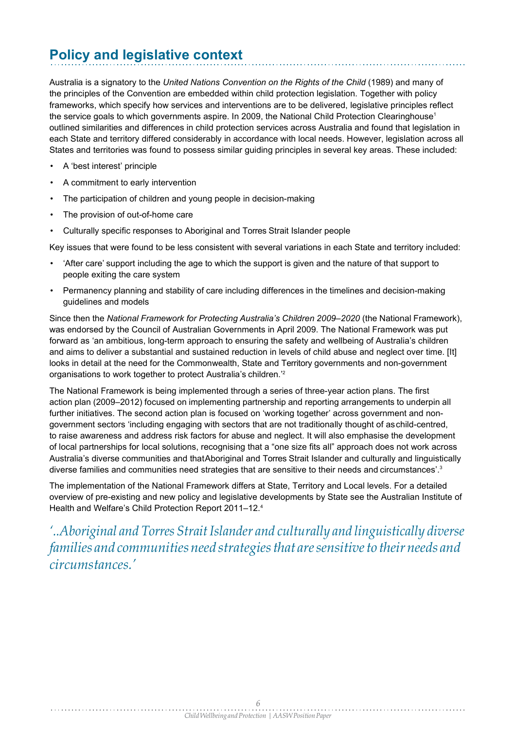## Policy and legislative context

Australia is a signatory to the *United Nations Convention on the Rights of the Child* (1989) and many of the principles of the Convention are embedded within child protection legislation. Together with policy frameworks, which specify how services and interventions are to be delivered, legislative principles reflect the service goals to which governments aspire. In 2009, the National Child Protection Clearinghouse[1] outlined similarities and differences in child protection services across Australia and found that legislation in each State and territory differed considerably in accordance with local needs. However, legislation across all States and territories was found to possess similar guiding principles in several key areas. These included:

- A 'best interest' principle
- A commitment to early intervention
- The participation of children and young people in decision-making
- The provision of out-of-home care
- Culturally specific responses to Aboriginal and Torres Strait Islander people

Key issues that were found to be less consistent with several variations in each State and territory included:

- 'After care' support including the age to which the support is given and the nature of that support to people exiting the care system
- Permanency planning and stability of care including differences in the timelines and decision-making guidelines and models

Since then the *National Framework for Protecting Australia's Children 2009–2020* (the National Framework), was endorsed by the Council of Australian Governments in April 2009. The National Framework was put forward as 'an ambitious, long-term approach to ensuring the safety and wellbeing of Australia's children and aims to deliver a substantial and sustained reduction in levels of child abuse and neglect over time. [It] looks in detail at the need for the Commonwealth, State and Territory governments and non-government organisations to work together to protect Australia's children.'[2]

The National Framework is being implemented through a series of three-year action plans. The first action plan (2009–2012) focused on implementing partnership and reporting arrangements to underpin all further initiatives. The second action plan is focused on 'working together' across government and non-government sectors 'including engaging with sectors that are not traditionally thought of as child-centred, to raise awareness and address risk factors for abuse and neglect. It will also emphasise the development of local partnerships for local solutions, recognising that a "one size fits all" approach does not work across Australia's diverse communities and that Aboriginal and Torres Strait Islander and culturally and linguistically diverse families and communities need strategies that are sensitive to their needs and circumstances'.[3]

The implementation of the National Framework differs at State, Territory and Local levels. For a detailed overview of pre-existing and new policy and legislative developments by State see the Australian Institute of Health and Welfare's Child Protection Report 2011–12.[4]

*'..Aboriginal and Torres Strait Islander and culturally and linguistically diverse families and communities need strategies that are sensitive to their needs and circumstances.'*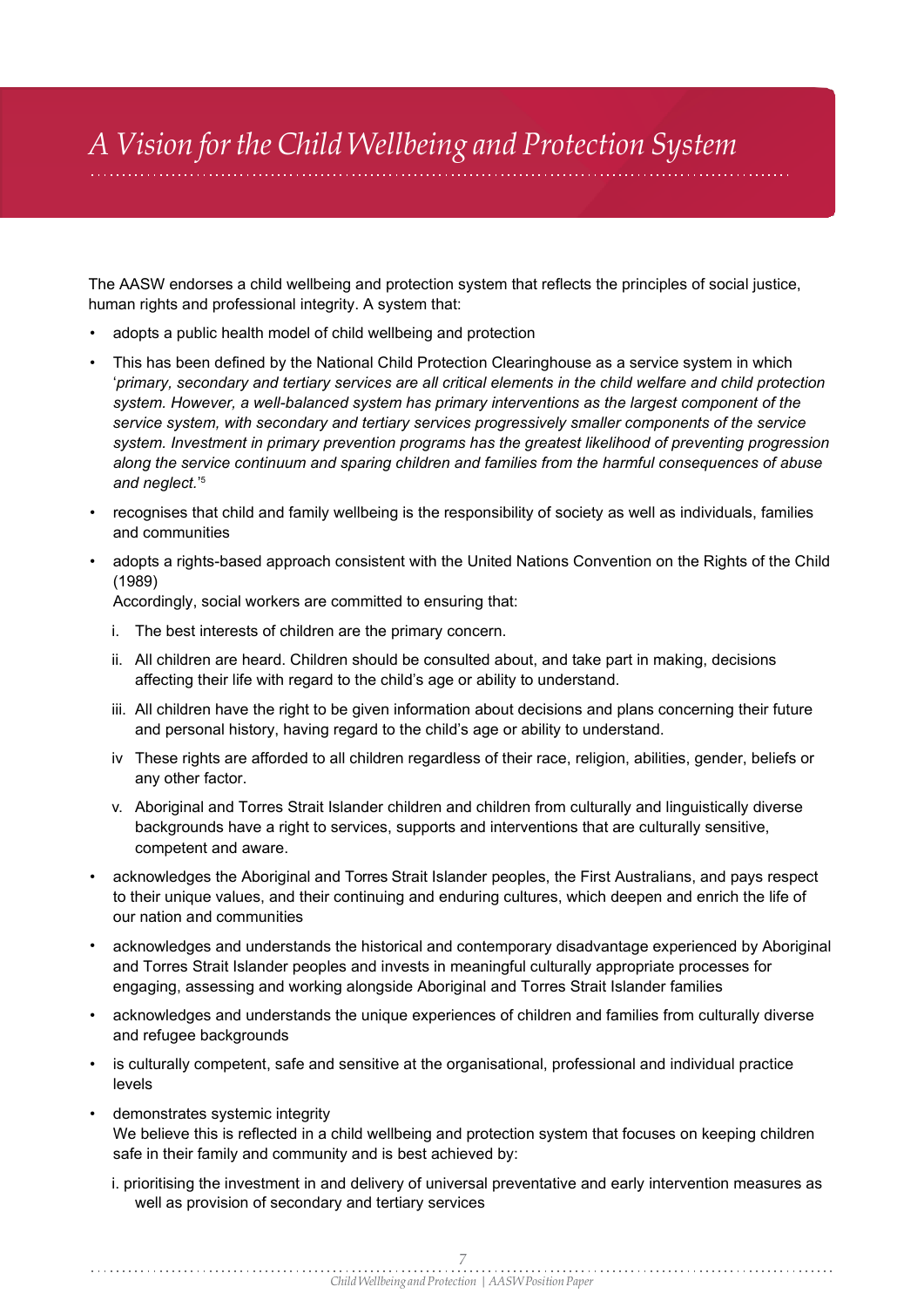# A Vision for the Child Wellbeing and Protection System

The AASW endorses a child wellbeing and protection system that reflects the principles of social justice, human rights and professional integrity. A system that:

- adopts a public health model of child wellbeing and protection
- This has been defined by the National Child Protection Clearinghouse as a service system in which '*primary, secondary and tertiary services are all critical elements in the child welfare and child protection system. However, a well-balanced system has primary interventions as the largest component of the service system, with secondary and tertiary services progressively smaller components of the service system. Investment in primary prevention programs has the greatest likelihood of preventing progression along the service continuum and sparing children and families from the harmful consequences of abuse and neglect.*'[5]
- recognises that child and family wellbeing is the responsibility of society as well as individuals, families and communities
- adopts a rights-based approach consistent with the United Nations Convention on the Rights of the Child (1989)
  Accordingly, social workers are committed to ensuring that:
  i. The best interests of children are the primary concern.
  ii. All children are heard. Children should be consulted about, and take part in making, decisions affecting their life with regard to the child's age or ability to understand.
  iii. All children have the right to be given information about decisions and plans concerning their future and personal history, having regard to the child's age or ability to understand.
  iv These rights are afforded to all children regardless of their race, religion, abilities, gender, beliefs or any other factor.
  v. Aboriginal and Torres Strait Islander children and children from culturally and linguistically diverse backgrounds have a right to services, supports and interventions that are culturally sensitive, competent and aware.
- acknowledges the Aboriginal and Torres Strait Islander peoples, the First Australians, and pays respect to their unique values, and their continuing and enduring cultures, which deepen and enrich the life of our nation and communities
- acknowledges and understands the historical and contemporary disadvantage experienced by Aboriginal and Torres Strait Islander peoples and invests in meaningful culturally appropriate processes for engaging, assessing and working alongside Aboriginal and Torres Strait Islander families
- acknowledges and understands the unique experiences of children and families from culturally diverse and refugee backgrounds
- is culturally competent, safe and sensitive at the organisational, professional and individual practice levels
- demonstrates systemic integrity
  We believe this is reflected in a child wellbeing and protection system that focuses on keeping children safe in their family and community and is best achieved by:
  i. prioritising the investment in and delivery of universal preventative and early intervention measures as well as provision of secondary and tertiary services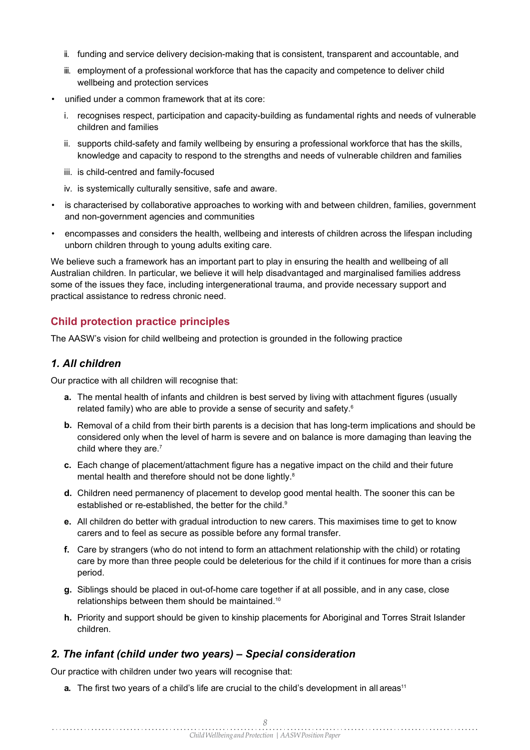ii. funding and service delivery decision-making that is consistent, transparent and accountable, and

  iii. employment of a professional workforce that has the capacity and competence to deliver child wellbeing and protection services

- unified under a common framework that at its core:

  i. recognises respect, participation and capacity-building as fundamental rights and needs of vulnerable children and families

  ii. supports child-safety and family wellbeing by ensuring a professional workforce that has the skills, knowledge and capacity to respond to the strengths and needs of vulnerable children and families

  iii. is child-centred and family-focused

  iv. is systemically culturally sensitive, safe and aware.

- is characterised by collaborative approaches to working with and between children, families, government and non-government agencies and communities
- encompasses and considers the health, wellbeing and interests of children across the lifespan including unborn children through to young adults exiting care.

We believe such a framework has an important part to play in ensuring the health and wellbeing of all Australian children. In particular, we believe it will help disadvantaged and marginalised families address some of the issues they face, including intergenerational trauma, and provide necessary support and practical assistance to redress chronic need.

## Child protection practice principles

The AASW's vision for child wellbeing and protection is grounded in the following practice

### *1. All children*

Our practice with all children will recognise that:

**a.** The mental health of infants and children is best served by living with attachment figures (usually related family) who are able to provide a sense of security and safety.[6]

**b.** Removal of a child from their birth parents is a decision that has long-term implications and should be considered only when the level of harm is severe and on balance is more damaging than leaving the child where they are.[7]

**c.** Each change of placement/attachment figure has a negative impact on the child and their future mental health and therefore should not be done lightly.[8]

**d.** Children need permanency of placement to develop good mental health. The sooner this can be established or re-established, the better for the child.[9]

**e.** All children do better with gradual introduction to new carers. This maximises time to get to know carers and to feel as secure as possible before any formal transfer.

**f.** Care by strangers (who do not intend to form an attachment relationship with the child) or rotating care by more than three people could be deleterious for the child if it continues for more than a crisis period.

**g.** Siblings should be placed in out-of-home care together if at all possible, and in any case, close relationships between them should be maintained.[10]

**h.** Priority and support should be given to kinship placements for Aboriginal and Torres Strait Islander children.

### *2. The infant (child under two years) – Special consideration*

Our practice with children under two years will recognise that:

**a.** The first two years of a child's life are crucial to the child's development in all areas[11]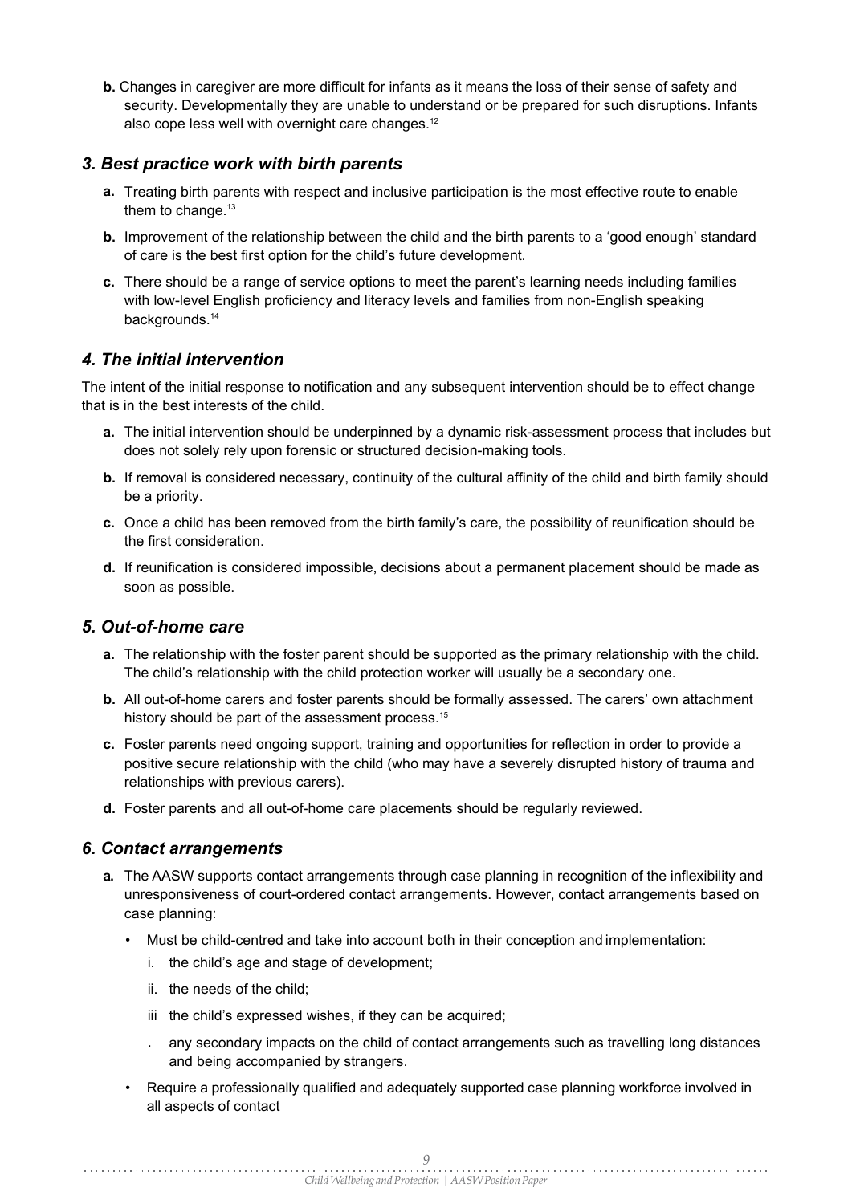**b.** Changes in caregiver are more difficult for infants as it means the loss of their sense of safety and security. Developmentally they are unable to understand or be prepared for such disruptions. Infants also cope less well with overnight care changes.[12]

### *3. Best practice work with birth parents*

**a.** Treating birth parents with respect and inclusive participation is the most effective route to enable them to change.[13]

**b.** Improvement of the relationship between the child and the birth parents to a 'good enough' standard of care is the best first option for the child's future development.

**c.** There should be a range of service options to meet the parent's learning needs including families with low-level English proficiency and literacy levels and families from non-English speaking backgrounds.[14]

### *4. The initial intervention*

The intent of the initial response to notification and any subsequent intervention should be to effect change that is in the best interests of the child.

**a.** The initial intervention should be underpinned by a dynamic risk-assessment process that includes but does not solely rely upon forensic or structured decision-making tools.

**b.** If removal is considered necessary, continuity of the cultural affinity of the child and birth family should be a priority.

**c.** Once a child has been removed from the birth family's care, the possibility of reunification should be the first consideration.

**d.** If reunification is considered impossible, decisions about a permanent placement should be made as soon as possible.

### *5. Out-of-home care*

**a.** The relationship with the foster parent should be supported as the primary relationship with the child. The child's relationship with the child protection worker will usually be a secondary one.

**b.** All out-of-home carers and foster parents should be formally assessed. The carers' own attachment history should be part of the assessment process.[15]

**c.** Foster parents need ongoing support, training and opportunities for reflection in order to provide a positive secure relationship with the child (who may have a severely disrupted history of trauma and relationships with previous carers).

**d.** Foster parents and all out-of-home care placements should be regularly reviewed.

### *6. Contact arrangements*

**a.** The AASW supports contact arrangements through case planning in recognition of the inflexibility and unresponsiveness of court-ordered contact arrangements. However, contact arrangements based on case planning:

- Must be child-centred and take into account both in their conception and implementation:
  - i. the child's age and stage of development;
  - ii. the needs of the child;
  - iii the child's expressed wishes, if they can be acquired;
  - . any secondary impacts on the child of contact arrangements such as travelling long distances and being accompanied by strangers.
- Require a professionally qualified and adequately supported case planning workforce involved in all aspects of contact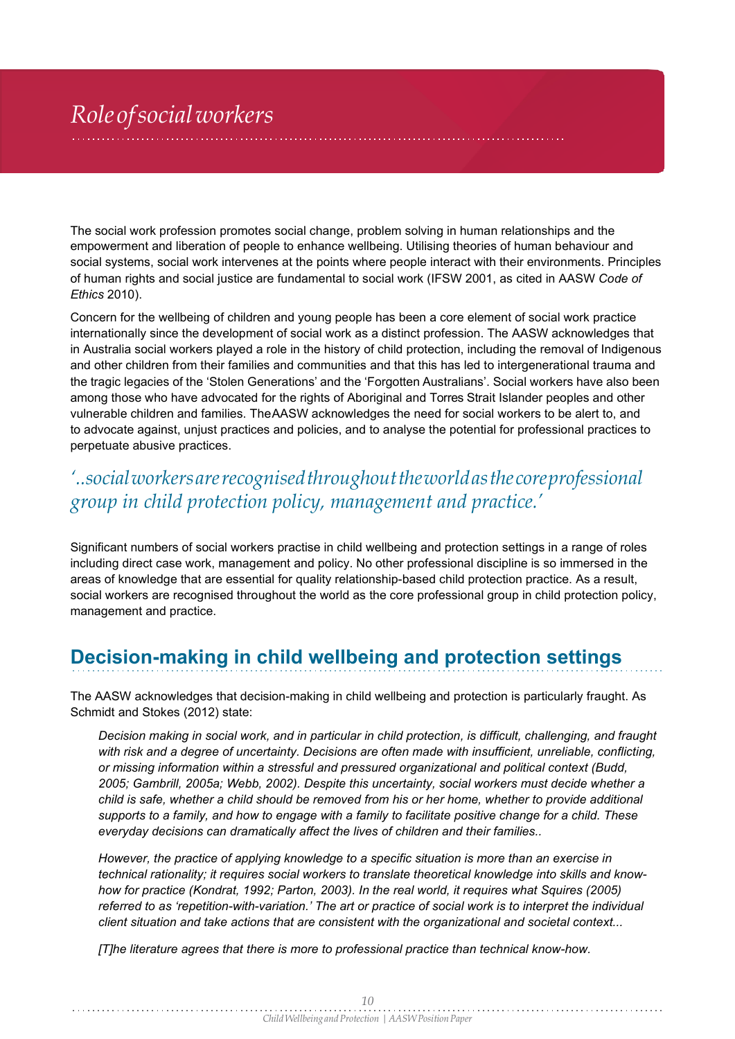# *Role of social workers*

The social work profession promotes social change, problem solving in human relationships and the empowerment and liberation of people to enhance wellbeing. Utilising theories of human behaviour and social systems, social work intervenes at the points where people interact with their environments. Principles of human rights and social justice are fundamental to social work (IFSW 2001, as cited in AASW *Code of Ethics* 2010).

Concern for the wellbeing of children and young people has been a core element of social work practice internationally since the development of social work as a distinct profession. The AASW acknowledges that in Australia social workers played a role in the history of child protection, including the removal of Indigenous and other children from their families and communities and that this has led to intergenerational trauma and the tragic legacies of the 'Stolen Generations' and the 'Forgotten Australians'. Social workers have also been among those who have advocated for the rights of Aboriginal and Torres Strait Islander peoples and other vulnerable children and families. TheAASW acknowledges the need for social workers to be alert to, and to advocate against, unjust practices and policies, and to analyse the potential for professional practices to perpetuate abusive practices.

*'..social workers are recognised throughout the world as the core professional group in child protection policy, management and practice.'*

Significant numbers of social workers practise in child wellbeing and protection settings in a range of roles including direct case work, management and policy. No other professional discipline is so immersed in the areas of knowledge that are essential for quality relationship-based child protection practice. As a result, social workers are recognised throughout the world as the core professional group in child protection policy, management and practice.

## Decision-making in child wellbeing and protection settings

The AASW acknowledges that decision-making in child wellbeing and protection is particularly fraught. As Schmidt and Stokes (2012) state:

> *Decision making in social work, and in particular in child protection, is difficult, challenging, and fraught with risk and a degree of uncertainty. Decisions are often made with insufficient, unreliable, conflicting, or missing information within a stressful and pressured organizational and political context (Budd, 2005; Gambrill, 2005a; Webb, 2002). Despite this uncertainty, social workers must decide whether a child is safe, whether a child should be removed from his or her home, whether to provide additional supports to a family, and how to engage with a family to facilitate positive change for a child. These everyday decisions can dramatically affect the lives of children and their families..*
>
> *However, the practice of applying knowledge to a specific situation is more than an exercise in technical rationality; it requires social workers to translate theoretical knowledge into skills and know-how for practice (Kondrat, 1992; Parton, 2003). In the real world, it requires what Squires (2005) referred to as 'repetition-with-variation.' The art or practice of social work is to interpret the individual client situation and take actions that are consistent with the organizational and societal context...*
>
> *[T]he literature agrees that there is more to professional practice than technical know-how.*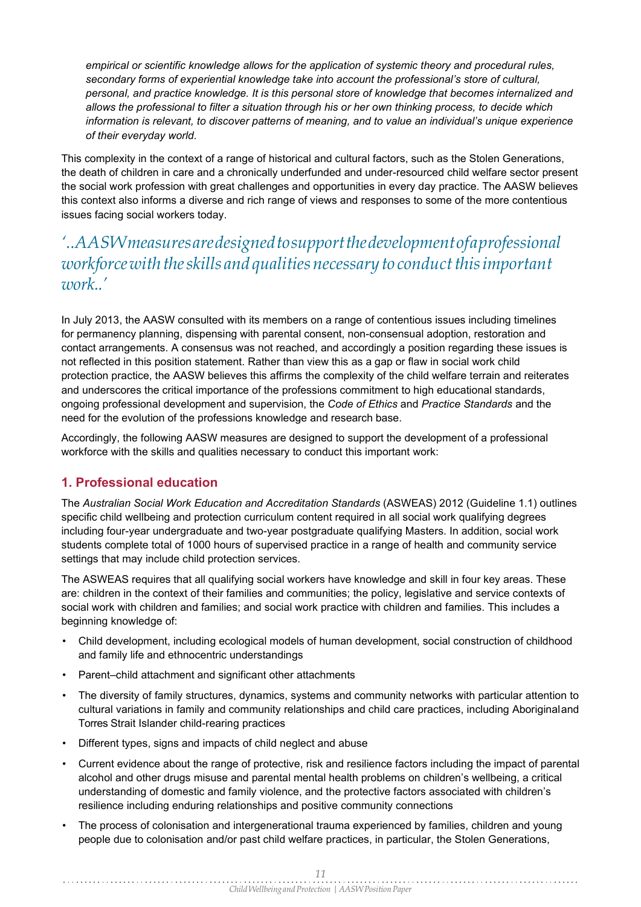*empirical or scientific knowledge allows for the application of systemic theory and procedural rules, secondary forms of experiential knowledge take into account the professional's store of cultural, personal, and practice knowledge. It is this personal store of knowledge that becomes internalized and allows the professional to filter a situation through his or her own thinking process, to decide which information is relevant, to discover patterns of meaning, and to value an individual's unique experience of their everyday world.*

This complexity in the context of a range of historical and cultural factors, such as the Stolen Generations, the death of children in care and a chronically underfunded and under-resourced child welfare sector present the social work profession with great challenges and opportunities in every day practice. The AASW believes this context also informs a diverse and rich range of views and responses to some of the more contentious issues facing social workers today.

*'..AASW measures are designed to support the development of a professional workforce with the skills and qualities necessary to conduct this important work..'*

In July 2013, the AASW consulted with its members on a range of contentious issues including timelines for permanency planning, dispensing with parental consent, non-consensual adoption, restoration and contact arrangements. A consensus was not reached, and accordingly a position regarding these issues is not reflected in this position statement. Rather than view this as a gap or flaw in social work child protection practice, the AASW believes this affirms the complexity of the child welfare terrain and reiterates and underscores the critical importance of the professions commitment to high educational standards, ongoing professional development and supervision, the *Code of Ethics* and *Practice Standards* and the need for the evolution of the professions knowledge and research base.

Accordingly, the following AASW measures are designed to support the development of a professional workforce with the skills and qualities necessary to conduct this important work:

## 1. Professional education

The *Australian Social Work Education and Accreditation Standards* (ASWEAS) 2012 (Guideline 1.1) outlines specific child wellbeing and protection curriculum content required in all social work qualifying degrees including four-year undergraduate and two-year postgraduate qualifying Masters. In addition, social work students complete total of 1000 hours of supervised practice in a range of health and community service settings that may include child protection services.

The ASWEAS requires that all qualifying social workers have knowledge and skill in four key areas. These are: children in the context of their families and communities; the policy, legislative and service contexts of social work with children and families; and social work practice with children and families. This includes a beginning knowledge of:

- Child development, including ecological models of human development, social construction of childhood and family life and ethnocentric understandings
- Parent–child attachment and significant other attachments
- The diversity of family structures, dynamics, systems and community networks with particular attention to cultural variations in family and community relationships and child care practices, including Aboriginal and Torres Strait Islander child-rearing practices
- Different types, signs and impacts of child neglect and abuse
- Current evidence about the range of protective, risk and resilience factors including the impact of parental alcohol and other drugs misuse and parental mental health problems on children's wellbeing, a critical understanding of domestic and family violence, and the protective factors associated with children's resilience including enduring relationships and positive community connections
- The process of colonisation and intergenerational trauma experienced by families, children and young people due to colonisation and/or past child welfare practices, in particular, the Stolen Generations,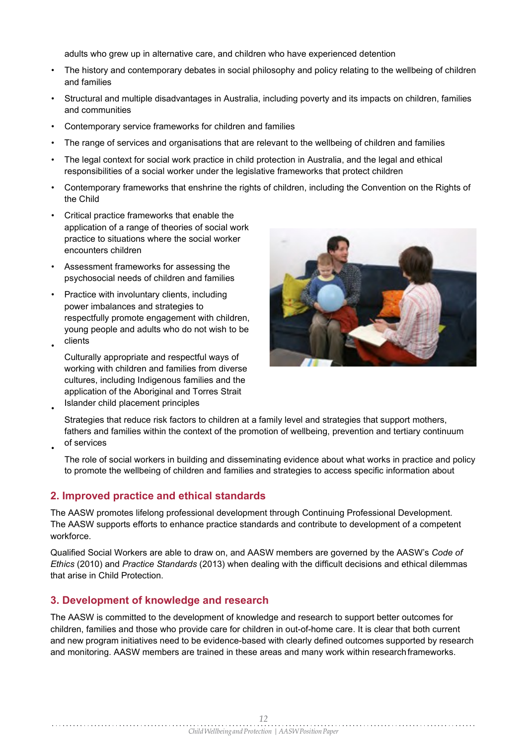adults who grew up in alternative care, and children who have experienced detention

- The history and contemporary debates in social philosophy and policy relating to the wellbeing of children and families
- Structural and multiple disadvantages in Australia, including poverty and its impacts on children, families and communities
- Contemporary service frameworks for children and families
- The range of services and organisations that are relevant to the wellbeing of children and families
- The legal context for social work practice in child protection in Australia, and the legal and ethical responsibilities of a social worker under the legislative frameworks that protect children
- Contemporary frameworks that enshrine the rights of children, including the Convention on the Rights of the Child
- Critical practice frameworks that enable the application of a range of theories of social work practice to situations where the social worker encounters children
- Assessment frameworks for assessing the psychosocial needs of children and families
- Practice with involuntary clients, including power imbalances and strategies to respectfully promote engagement with children, young people and adults who do not wish to be clients
- Culturally appropriate and respectful ways of working with children and families from diverse cultures, including Indigenous families and the application of the Aboriginal and Torres Strait Islander child placement principles
- Strategies that reduce risk factors to children at a family level and strategies that support mothers, fathers and families within the context of the promotion of wellbeing, prevention and tertiary continuum of services
- The role of social workers in building and disseminating evidence about what works in practice and policy to promote the wellbeing of children and families and strategies to access specific information about

## 2. Improved practice and ethical standards

The AASW promotes lifelong professional development through Continuing Professional Development. The AASW supports efforts to enhance practice standards and contribute to development of a competent workforce.

Qualified Social Workers are able to draw on, and AASW members are governed by the AASW's *Code of Ethics* (2010) and *Practice Standards* (2013) when dealing with the difficult decisions and ethical dilemmas that arise in Child Protection.

## 3. Development of knowledge and research

The AASW is committed to the development of knowledge and research to support better outcomes for children, families and those who provide care for children in out-of-home care. It is clear that both current and new program initiatives need to be evidence-based with clearly defined outcomes supported by research and monitoring. AASW members are trained in these areas and many work within research frameworks.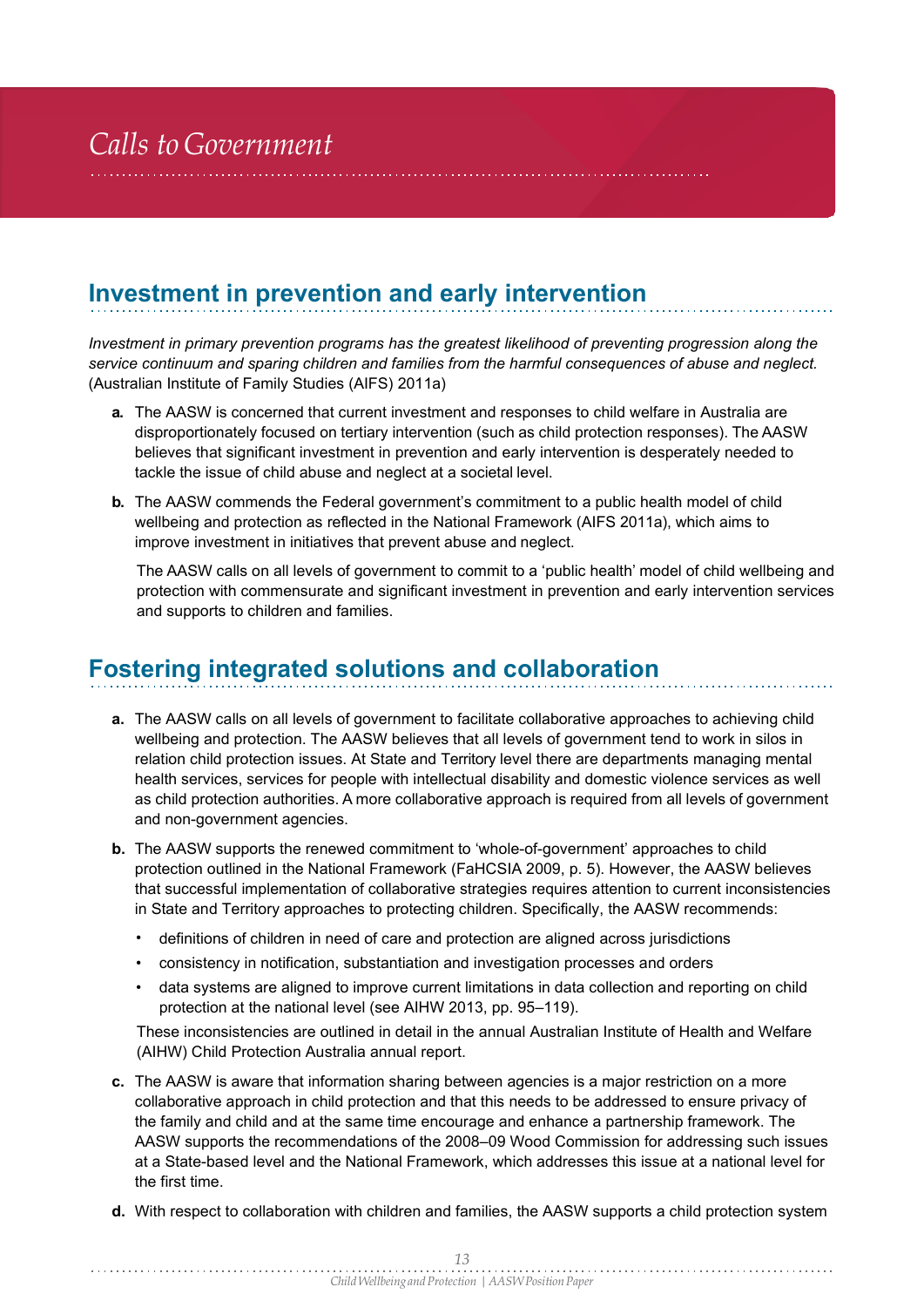# Calls to Government

## Investment in prevention and early intervention

*Investment in primary prevention programs has the greatest likelihood of preventing progression along the service continuum and sparing children and families from the harmful consequences of abuse and neglect.* (Australian Institute of Family Studies (AIFS) 2011a)

**a.** The AASW is concerned that current investment and responses to child welfare in Australia are disproportionately focused on tertiary intervention (such as child protection responses). The AASW believes that significant investment in prevention and early intervention is desperately needed to tackle the issue of child abuse and neglect at a societal level.

**b.** The AASW commends the Federal government's commitment to a public health model of child wellbeing and protection as reflected in the National Framework (AIFS 2011a), which aims to improve investment in initiatives that prevent abuse and neglect.

The AASW calls on all levels of government to commit to a 'public health' model of child wellbeing and protection with commensurate and significant investment in prevention and early intervention services and supports to children and families.

## Fostering integrated solutions and collaboration

**a.** The AASW calls on all levels of government to facilitate collaborative approaches to achieving child wellbeing and protection. The AASW believes that all levels of government tend to work in silos in relation child protection issues. At State and Territory level there are departments managing mental health services, services for people with intellectual disability and domestic violence services as well as child protection authorities. A more collaborative approach is required from all levels of government and non-government agencies.

**b.** The AASW supports the renewed commitment to 'whole-of-government' approaches to child protection outlined in the National Framework (FaHCSIA 2009, p. 5). However, the AASW believes that successful implementation of collaborative strategies requires attention to current inconsistencies in State and Territory approaches to protecting children. Specifically, the AASW recommends:

- definitions of children in need of care and protection are aligned across jurisdictions
- consistency in notification, substantiation and investigation processes and orders
- data systems are aligned to improve current limitations in data collection and reporting on child protection at the national level (see AIHW 2013, pp. 95–119).

These inconsistencies are outlined in detail in the annual Australian Institute of Health and Welfare (AIHW) Child Protection Australia annual report.

**c.** The AASW is aware that information sharing between agencies is a major restriction on a more collaborative approach in child protection and that this needs to be addressed to ensure privacy of the family and child and at the same time encourage and enhance a partnership framework. The AASW supports the recommendations of the 2008–09 Wood Commission for addressing such issues at a State-based level and the National Framework, which addresses this issue at a national level for the first time.

**d.** With respect to collaboration with children and families, the AASW supports a child protection system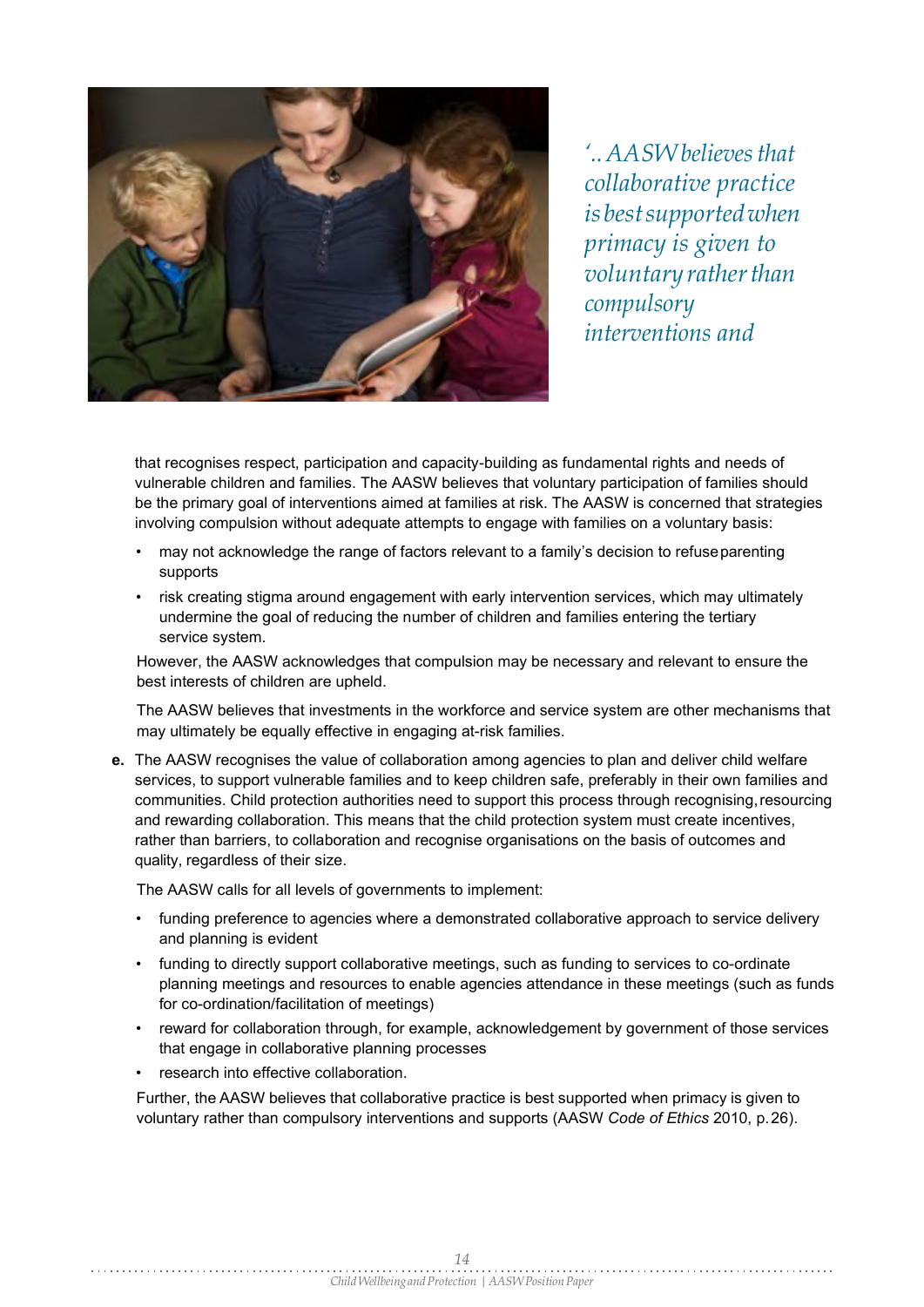*'.. AASW believes that collaborative practice is best supported when primacy is given to voluntary rather than compulsory interventions and*

that recognises respect, participation and capacity-building as fundamental rights and needs of vulnerable children and families. The AASW believes that voluntary participation of families should be the primary goal of interventions aimed at families at risk. The AASW is concerned that strategies involving compulsion without adequate attempts to engage with families on a voluntary basis:

- may not acknowledge the range of factors relevant to a family's decision to refuse parenting supports
- risk creating stigma around engagement with early intervention services, which may ultimately undermine the goal of reducing the number of children and families entering the tertiary service system.

However, the AASW acknowledges that compulsion may be necessary and relevant to ensure the best interests of children are upheld.

The AASW believes that investments in the workforce and service system are other mechanisms that may ultimately be equally effective in engaging at-risk families.

**e.** The AASW recognises the value of collaboration among agencies to plan and deliver child welfare services, to support vulnerable families and to keep children safe, preferably in their own families and communities. Child protection authorities need to support this process through recognising, resourcing and rewarding collaboration. This means that the child protection system must create incentives, rather than barriers, to collaboration and recognise organisations on the basis of outcomes and quality, regardless of their size.

The AASW calls for all levels of governments to implement:

- funding preference to agencies where a demonstrated collaborative approach to service delivery and planning is evident
- funding to directly support collaborative meetings, such as funding to services to co-ordinate planning meetings and resources to enable agencies attendance in these meetings (such as funds for co-ordination/facilitation of meetings)
- reward for collaboration through, for example, acknowledgement by government of those services that engage in collaborative planning processes
- research into effective collaboration.

Further, the AASW believes that collaborative practice is best supported when primacy is given to voluntary rather than compulsory interventions and supports (AASW *Code of Ethics* 2010, p. 26).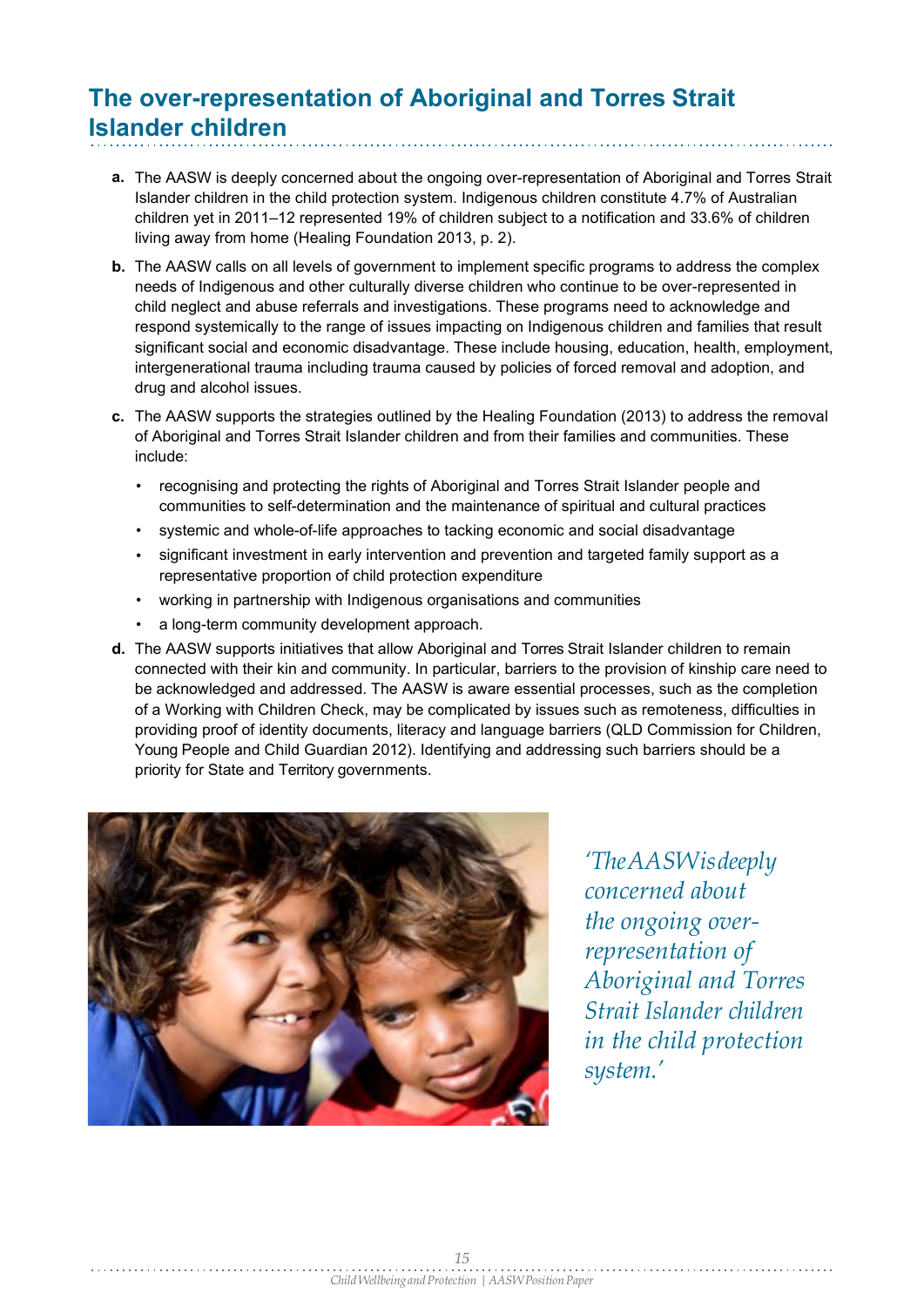## The over-representation of Aboriginal and Torres Strait Islander children

**a.** The AASW is deeply concerned about the ongoing over-representation of Aboriginal and Torres Strait Islander children in the child protection system. Indigenous children constitute 4.7% of Australian children yet in 2011–12 represented 19% of children subject to a notification and 33.6% of children living away from home (Healing Foundation 2013, p. 2).

**b.** The AASW calls on all levels of government to implement specific programs to address the complex needs of Indigenous and other culturally diverse children who continue to be over-represented in child neglect and abuse referrals and investigations. These programs need to acknowledge and respond systemically to the range of issues impacting on Indigenous children and families that result significant social and economic disadvantage. These include housing, education, health, employment, intergenerational trauma including trauma caused by policies of forced removal and adoption, and drug and alcohol issues.

**c.** The AASW supports the strategies outlined by the Healing Foundation (2013) to address the removal of Aboriginal and Torres Strait Islander children and from their families and communities. These include:

- recognising and protecting the rights of Aboriginal and Torres Strait Islander people and communities to self-determination and the maintenance of spiritual and cultural practices
- systemic and whole-of-life approaches to tacking economic and social disadvantage
- significant investment in early intervention and prevention and targeted family support as a representative proportion of child protection expenditure
- working in partnership with Indigenous organisations and communities
- a long-term community development approach.

**d.** The AASW supports initiatives that allow Aboriginal and Torres Strait Islander children to remain connected with their kin and community. In particular, barriers to the provision of kinship care need to be acknowledged and addressed. The AASW is aware essential processes, such as the completion of a Working with Children Check, may be complicated by issues such as remoteness, difficulties in providing proof of identity documents, literacy and language barriers (QLD Commission for Children, Young People and Child Guardian 2012). Identifying and addressing such barriers should be a priority for State and Territory governments.

*'The AASW is deeply concerned about the ongoing over-representation of Aboriginal and Torres Strait Islander children in the child protection system.'*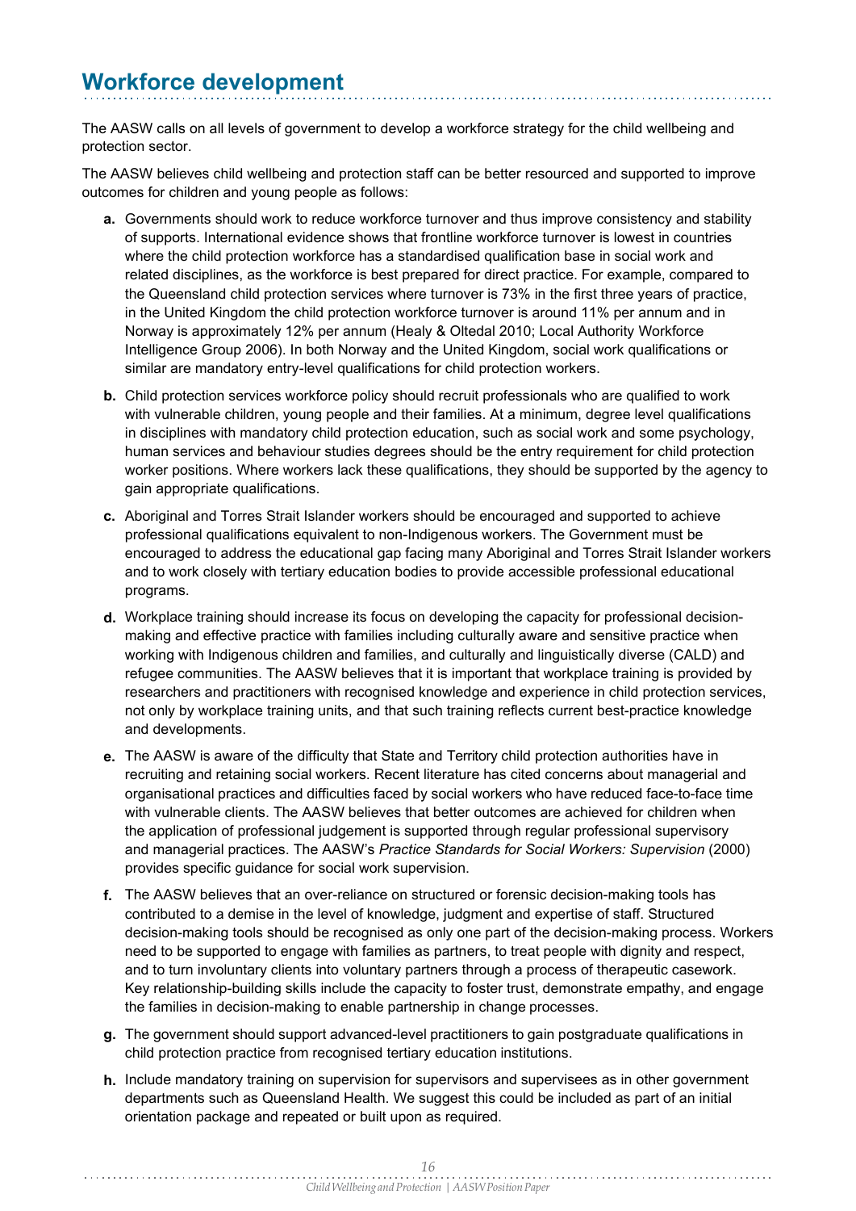## Workforce development

The AASW calls on all levels of government to develop a workforce strategy for the child wellbeing and protection sector.

The AASW believes child wellbeing and protection staff can be better resourced and supported to improve outcomes for children and young people as follows:

- **a.** Governments should work to reduce workforce turnover and thus improve consistency and stability of supports. International evidence shows that frontline workforce turnover is lowest in countries where the child protection workforce has a standardised qualification base in social work and related disciplines, as the workforce is best prepared for direct practice. For example, compared to the Queensland child protection services where turnover is 73% in the first three years of practice, in the United Kingdom the child protection workforce turnover is around 11% per annum and in Norway is approximately 12% per annum (Healy & Oltedal 2010; Local Authority Workforce Intelligence Group 2006). In both Norway and the United Kingdom, social work qualifications or similar are mandatory entry-level qualifications for child protection workers.
- **b.** Child protection services workforce policy should recruit professionals who are qualified to work with vulnerable children, young people and their families. At a minimum, degree level qualifications in disciplines with mandatory child protection education, such as social work and some psychology, human services and behaviour studies degrees should be the entry requirement for child protection worker positions. Where workers lack these qualifications, they should be supported by the agency to gain appropriate qualifications.
- **c.** Aboriginal and Torres Strait Islander workers should be encouraged and supported to achieve professional qualifications equivalent to non-Indigenous workers. The Government must be encouraged to address the educational gap facing many Aboriginal and Torres Strait Islander workers and to work closely with tertiary education bodies to provide accessible professional educational programs.
- **d.** Workplace training should increase its focus on developing the capacity for professional decision-making and effective practice with families including culturally aware and sensitive practice when working with Indigenous children and families, and culturally and linguistically diverse (CALD) and refugee communities. The AASW believes that it is important that workplace training is provided by researchers and practitioners with recognised knowledge and experience in child protection services, not only by workplace training units, and that such training reflects current best-practice knowledge and developments.
- **e.** The AASW is aware of the difficulty that State and Territory child protection authorities have in recruiting and retaining social workers. Recent literature has cited concerns about managerial and organisational practices and difficulties faced by social workers who have reduced face-to-face time with vulnerable clients. The AASW believes that better outcomes are achieved for children when the application of professional judgement is supported through regular professional supervisory and managerial practices. The AASW's *Practice Standards for Social Workers: Supervision* (2000) provides specific guidance for social work supervision.
- **f.** The AASW believes that an over-reliance on structured or forensic decision-making tools has contributed to a demise in the level of knowledge, judgment and expertise of staff. Structured decision-making tools should be recognised as only one part of the decision-making process. Workers need to be supported to engage with families as partners, to treat people with dignity and respect, and to turn involuntary clients into voluntary partners through a process of therapeutic casework. Key relationship-building skills include the capacity to foster trust, demonstrate empathy, and engage the families in decision-making to enable partnership in change processes.
- **g.** The government should support advanced-level practitioners to gain postgraduate qualifications in child protection practice from recognised tertiary education institutions.
- **h.** Include mandatory training on supervision for supervisors and supervisees as in other government departments such as Queensland Health. We suggest this could be included as part of an initial orientation package and repeated or built upon as required.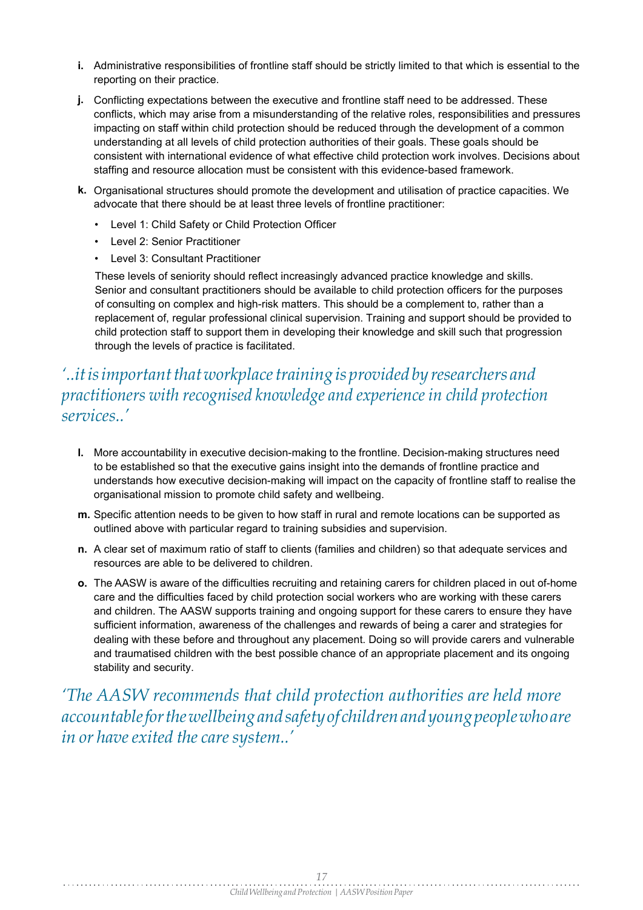**i.** Administrative responsibilities of frontline staff should be strictly limited to that which is essential to the reporting on their practice.

**j.** Conflicting expectations between the executive and frontline staff need to be addressed. These conflicts, which may arise from a misunderstanding of the relative roles, responsibilities and pressures impacting on staff within child protection should be reduced through the development of a common understanding at all levels of child protection authorities of their goals. These goals should be consistent with international evidence of what effective child protection work involves. Decisions about staffing and resource allocation must be consistent with this evidence-based framework.

**k.** Organisational structures should promote the development and utilisation of practice capacities. We advocate that there should be at least three levels of frontline practitioner:

- Level 1: Child Safety or Child Protection Officer
- Level 2: Senior Practitioner
- Level 3: Consultant Practitioner

These levels of seniority should reflect increasingly advanced practice knowledge and skills. Senior and consultant practitioners should be available to child protection officers for the purposes of consulting on complex and high-risk matters. This should be a complement to, rather than a replacement of, regular professional clinical supervision. Training and support should be provided to child protection staff to support them in developing their knowledge and skill such that progression through the levels of practice is facilitated.

*'..it is important that workplace training is provided by researchers and practitioners with recognised knowledge and experience in child protection services..'*

**l.** More accountability in executive decision-making to the frontline. Decision-making structures need to be established so that the executive gains insight into the demands of frontline practice and understands how executive decision-making will impact on the capacity of frontline staff to realise the organisational mission to promote child safety and wellbeing.

**m.** Specific attention needs to be given to how staff in rural and remote locations can be supported as outlined above with particular regard to training subsidies and supervision.

**n.** A clear set of maximum ratio of staff to clients (families and children) so that adequate services and resources are able to be delivered to children.

**o.** The AASW is aware of the difficulties recruiting and retaining carers for children placed in out of-home care and the difficulties faced by child protection social workers who are working with these carers and children. The AASW supports training and ongoing support for these carers to ensure they have sufficient information, awareness of the challenges and rewards of being a carer and strategies for dealing with these before and throughout any placement. Doing so will provide carers and vulnerable and traumatised children with the best possible chance of an appropriate placement and its ongoing stability and security.

*'The AASW recommends that child protection authorities are held more accountable for the wellbeing and safety of children and young people who are in or have exited the care system..'*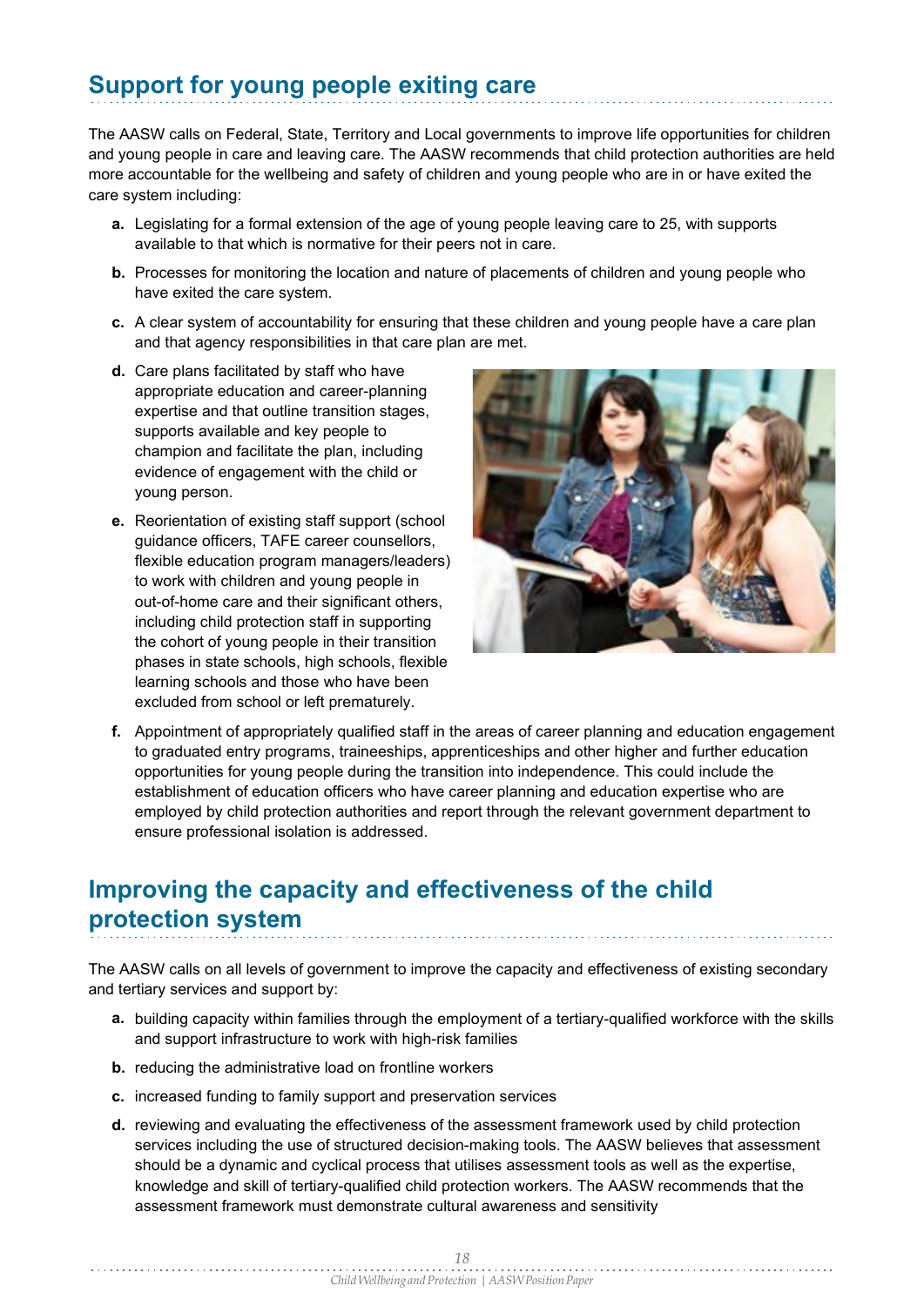## Support for young people exiting care

The AASW calls on Federal, State, Territory and Local governments to improve life opportunities for children and young people in care and leaving care. The AASW recommends that child protection authorities are held more accountable for the wellbeing and safety of children and young people who are in or have exited the care system including:

**a.** Legislating for a formal extension of the age of young people leaving care to 25, with supports available to that which is normative for their peers not in care.

**b.** Processes for monitoring the location and nature of placements of children and young people who have exited the care system.

**c.** A clear system of accountability for ensuring that these children and young people have a care plan and that agency responsibilities in that care plan are met.

**d.** Care plans facilitated by staff who have appropriate education and career-planning expertise and that outline transition stages, supports available and key people to champion and facilitate the plan, including evidence of engagement with the child or young person.

**e.** Reorientation of existing staff support (school guidance officers, TAFE career counsellors, flexible education program managers/leaders) to work with children and young people in out-of-home care and their significant others, including child protection staff in supporting the cohort of young people in their transition phases in state schools, high schools, flexible learning schools and those who have been excluded from school or left prematurely.

**f.** Appointment of appropriately qualified staff in the areas of career planning and education engagement to graduated entry programs, traineeships, apprenticeships and other higher and further education opportunities for young people during the transition into independence. This could include the establishment of education officers who have career planning and education expertise who are employed by child protection authorities and report through the relevant government department to ensure professional isolation is addressed.

## Improving the capacity and effectiveness of the child protection system

The AASW calls on all levels of government to improve the capacity and effectiveness of existing secondary and tertiary services and support by:

**a.** building capacity within families through the employment of a tertiary-qualified workforce with the skills and support infrastructure to work with high-risk families

**b.** reducing the administrative load on frontline workers

**c.** increased funding to family support and preservation services

**d.** reviewing and evaluating the effectiveness of the assessment framework used by child protection services including the use of structured decision-making tools. The AASW believes that assessment should be a dynamic and cyclical process that utilises assessment tools as well as the expertise, knowledge and skill of tertiary-qualified child protection workers. The AASW recommends that the assessment framework must demonstrate cultural awareness and sensitivity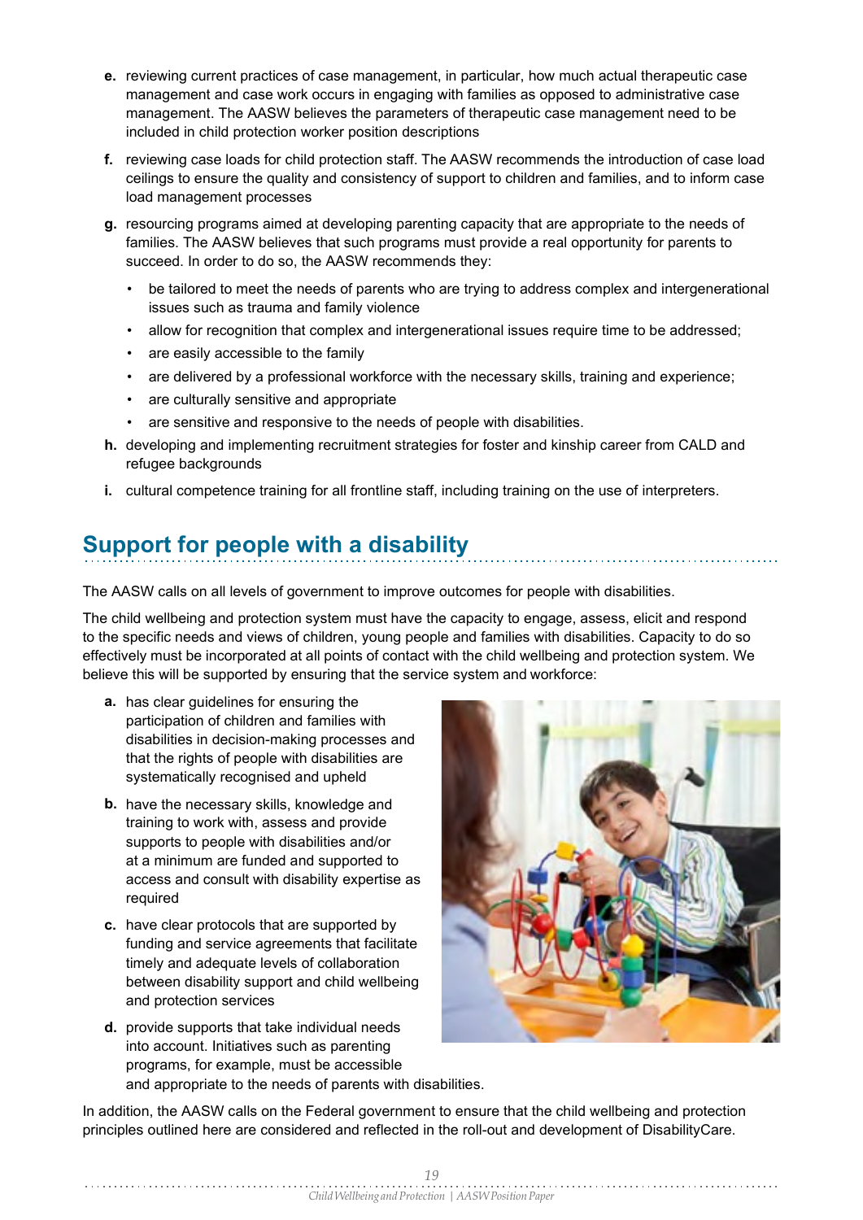e. reviewing current practices of case management, in particular, how much actual therapeutic case management and case work occurs in engaging with families as opposed to administrative case management. The AASW believes the parameters of therapeutic case management need to be included in child protection worker position descriptions

f. reviewing case loads for child protection staff. The AASW recommends the introduction of case load ceilings to ensure the quality and consistency of support to children and families, and to inform case load management processes

g. resourcing programs aimed at developing parenting capacity that are appropriate to the needs of families. The AASW believes that such programs must provide a real opportunity for parents to succeed. In order to do so, the AASW recommends they:

   - be tailored to meet the needs of parents who are trying to address complex and intergenerational issues such as trauma and family violence
   - allow for recognition that complex and intergenerational issues require time to be addressed;
   - are easily accessible to the family
   - are delivered by a professional workforce with the necessary skills, training and experience;
   - are culturally sensitive and appropriate
   - are sensitive and responsive to the needs of people with disabilities.

h. developing and implementing recruitment strategies for foster and kinship career from CALD and refugee backgrounds

i. cultural competence training for all frontline staff, including training on the use of interpreters.

## Support for people with a disability

The AASW calls on all levels of government to improve outcomes for people with disabilities.

The child wellbeing and protection system must have the capacity to engage, assess, elicit and respond to the specific needs and views of children, young people and families with disabilities. Capacity to do so effectively must be incorporated at all points of contact with the child wellbeing and protection system. We believe this will be supported by ensuring that the service system and workforce:

a. has clear guidelines for ensuring the participation of children and families with disabilities in decision-making processes and that the rights of people with disabilities are systematically recognised and upheld

b. have the necessary skills, knowledge and training to work with, assess and provide supports to people with disabilities and/or at a minimum are funded and supported to access and consult with disability expertise as required

c. have clear protocols that are supported by funding and service agreements that facilitate timely and adequate levels of collaboration between disability support and child wellbeing and protection services

d. provide supports that take individual needs into account. Initiatives such as parenting programs, for example, must be accessible and appropriate to the needs of parents with disabilities.

In addition, the AASW calls on the Federal government to ensure that the child wellbeing and protection principles outlined here are considered and reflected in the roll-out and development of DisabilityCare.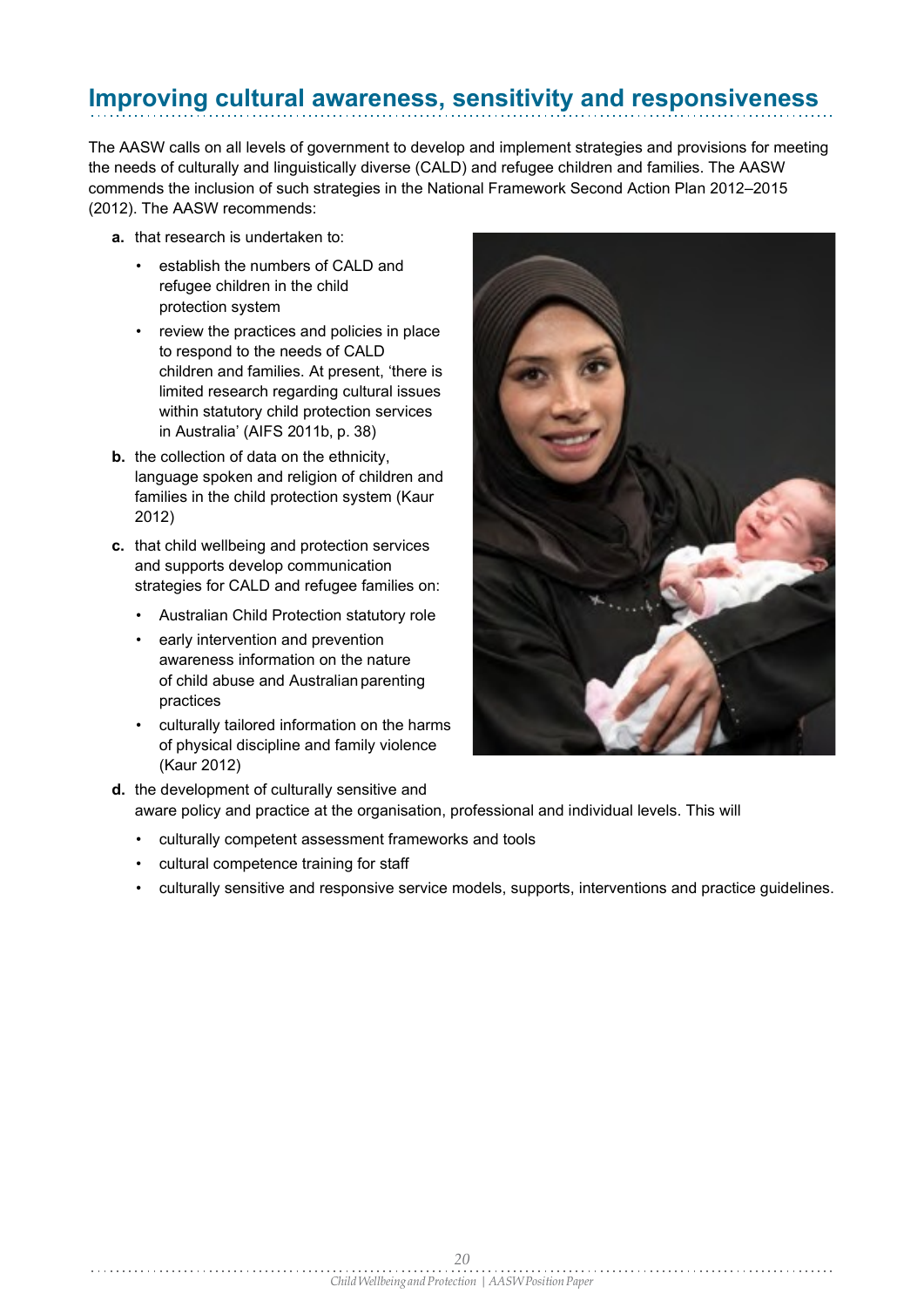## Improving cultural awareness, sensitivity and responsiveness

The AASW calls on all levels of government to develop and implement strategies and provisions for meeting the needs of culturally and linguistically diverse (CALD) and refugee children and families. The AASW commends the inclusion of such strategies in the National Framework Second Action Plan 2012–2015 (2012). The AASW recommends:

**a.** that research is undertaken to:

- establish the numbers of CALD and refugee children in the child protection system
- review the practices and policies in place to respond to the needs of CALD children and families. At present, 'there is limited research regarding cultural issues within statutory child protection services in Australia' (AIFS 2011b, p. 38)

**b.** the collection of data on the ethnicity, language spoken and religion of children and families in the child protection system (Kaur 2012)

**c.** that child wellbeing and protection services and supports develop communication strategies for CALD and refugee families on:

- Australian Child Protection statutory role
- early intervention and prevention awareness information on the nature of child abuse and Australian parenting practices
- culturally tailored information on the harms of physical discipline and family violence (Kaur 2012)

**d.** the development of culturally sensitive and aware policy and practice at the organisation, professional and individual levels. This will

- culturally competent assessment frameworks and tools
- cultural competence training for staff
- culturally sensitive and responsive service models, supports, interventions and practice guidelines.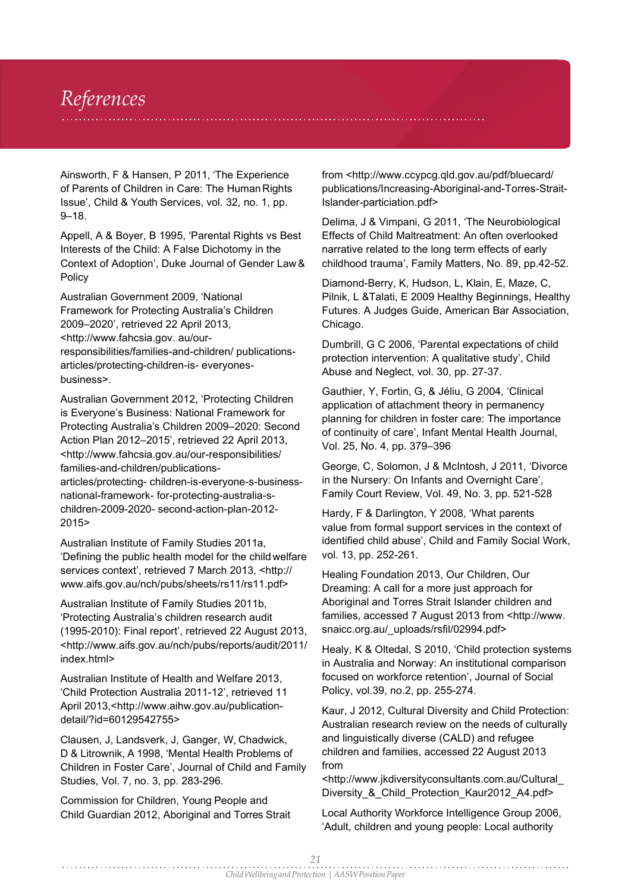# References

Ainsworth, F & Hansen, P 2011, 'The Experience of Parents of Children in Care: The Human Rights Issue', Child & Youth Services, vol. 32, no. 1, pp. 9–18.

Appell, A & Boyer, B 1995, 'Parental Rights vs Best Interests of the Child: A False Dichotomy in the Context of Adoption', Duke Journal of Gender Law & Policy

Australian Government 2009, 'National Framework for Protecting Australia's Children 2009–2020', retrieved 22 April 2013, <http://www.fahcsia.gov. au/our-responsibilities/families-and-children/ publications-articles/protecting-children-is- everyones-business>.

Australian Government 2012, 'Protecting Children is Everyone's Business: National Framework for Protecting Australia's Children 2009–2020: Second Action Plan 2012–2015', retrieved 22 April 2013, <http://www.fahcsia.gov.au/our-responsibilities/ families-and-children/publications-articles/protecting- children-is-everyone-s-business-national-framework- for-protecting-australia-s-children-2009-2020- second-action-plan-2012-2015>

Australian Institute of Family Studies 2011a, 'Defining the public health model for the child welfare services context', retrieved 7 March 2013, <http:// www.aifs.gov.au/nch/pubs/sheets/rs11/rs11.pdf>

Australian Institute of Family Studies 2011b, 'Protecting Australia's children research audit (1995-2010): Final report', retrieved 22 August 2013, <http://www.aifs.gov.au/nch/pubs/reports/audit/2011/ index.html>

Australian Institute of Health and Welfare 2013, 'Child Protection Australia 2011-12', retrieved 11 April 2013,<http://www.aihw.gov.au/publication-detail/?id=60129542755>

Clausen, J, Landsverk, J, Ganger, W, Chadwick, D & Litrownik, A 1998, 'Mental Health Problems of Children in Foster Care', Journal of Child and Family Studies, Vol. 7, no. 3, pp. 283-296.

Commission for Children, Young People and Child Guardian 2012, Aboriginal and Torres Strait from <http://www.ccypcg.qld.gov.au/pdf/bluecard/ publications/Increasing-Aboriginal-and-Torres-Strait-Islander-particiation.pdf>

Delima, J & Vimpani, G 2011, 'The Neurobiological Effects of Child Maltreatment: An often overlooked narrative related to the long term effects of early childhood trauma', Family Matters, No. 89, pp.42-52.

Diamond-Berry, K, Hudson, L, Klain, E, Maze, C, Pilnik, L &Talati, E 2009 Healthy Beginnings, Healthy Futures. A Judges Guide, American Bar Association, Chicago.

Dumbrill, G C 2006, 'Parental expectations of child protection intervention: A qualitative study', Child Abuse and Neglect, vol. 30, pp. 27-37.

Gauthier, Y, Fortin, G, & Jéliu, G 2004, 'Clinical application of attachment theory in permanency planning for children in foster care: The importance of continuity of care', Infant Mental Health Journal, Vol. 25, No. 4, pp. 379–396

George, C, Solomon, J & McIntosh, J 2011, 'Divorce in the Nursery: On Infants and Overnight Care', Family Court Review, Vol. 49, No. 3, pp. 521-528

Hardy, F & Darlington, Y 2008, 'What parents value from formal support services in the context of identified child abuse', Child and Family Social Work, vol. 13, pp. 252-261.

Healing Foundation 2013, Our Children, Our Dreaming: A call for a more just approach for Aboriginal and Torres Strait Islander children and families, accessed 7 August 2013 from <http://www. snaicc.org.au/_uploads/rsfil/02994.pdf>

Healy, K & Oltedal, S 2010, 'Child protection systems in Australia and Norway: An institutional comparison focused on workforce retention', Journal of Social Policy, vol.39, no.2, pp. 255-274.

Kaur, J 2012, Cultural Diversity and Child Protection: Australian research review on the needs of culturally and linguistically diverse (CALD) and refugee children and families, accessed 22 August 2013 from <http://www.jkdiversityconsultants.com.au/Cultural_ Diversity_&_Child_Protection_Kaur2012_A4.pdf>

Local Authority Workforce Intelligence Group 2006, 'Adult, children and young people: Local authority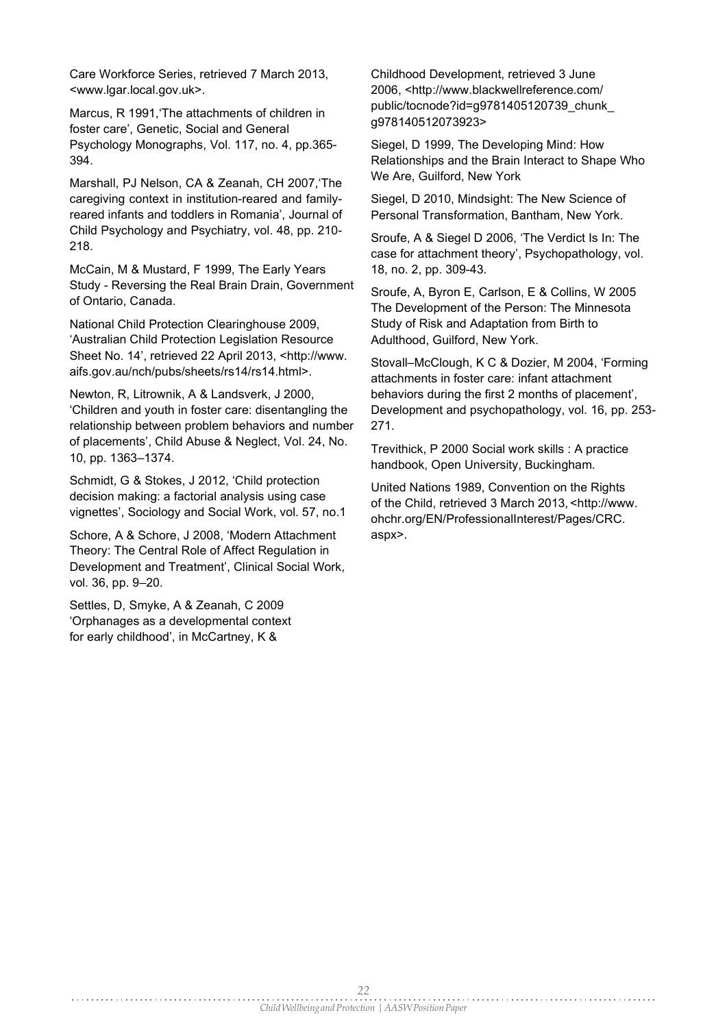Care Workforce Series, retrieved 7 March 2013, <www.lgar.local.gov.uk>.

Marcus, R 1991,'The attachments of children in foster care', Genetic, Social and General Psychology Monographs, Vol. 117, no. 4, pp.365-394.

Marshall, PJ Nelson, CA & Zeanah, CH 2007,'The caregiving context in institution-reared and family-reared infants and toddlers in Romania', Journal of Child Psychology and Psychiatry, vol. 48, pp. 210-218.

McCain, M & Mustard, F 1999, The Early Years Study - Reversing the Real Brain Drain, Government of Ontario, Canada.

National Child Protection Clearinghouse 2009, 'Australian Child Protection Legislation Resource Sheet No. 14', retrieved 22 April 2013, <http://www.aifs.gov.au/nch/pubs/sheets/rs14/rs14.html>.

Newton, R, Litrownik, A & Landsverk, J 2000, 'Children and youth in foster care: disentangling the relationship between problem behaviors and number of placements', Child Abuse & Neglect, Vol. 24, No. 10, pp. 1363–1374.

Schmidt, G & Stokes, J 2012, 'Child protection decision making: a factorial analysis using case vignettes', Sociology and Social Work, vol. 57, no.1

Schore, A & Schore, J 2008, 'Modern Attachment Theory: The Central Role of Affect Regulation in Development and Treatment', Clinical Social Work, vol. 36, pp. 9–20.

Settles, D, Smyke, A & Zeanah, C 2009 'Orphanages as a developmental context for early childhood', in McCartney, K & Childhood Development, retrieved 3 June 2006, <http://www.blackwellreference.com/public/tocnode?id=g9781405120739_chunk_g978140512073923>

Siegel, D 1999, The Developing Mind: How Relationships and the Brain Interact to Shape Who We Are, Guilford, New York

Siegel, D 2010, Mindsight: The New Science of Personal Transformation, Bantham, New York.

Sroufe, A & Siegel D 2006, 'The Verdict Is In: The case for attachment theory', Psychopathology, vol. 18, no. 2, pp. 309-43.

Sroufe, A, Byron E, Carlson, E & Collins, W 2005 The Development of the Person: The Minnesota Study of Risk and Adaptation from Birth to Adulthood, Guilford, New York.

Stovall–McClough, K C & Dozier, M 2004, 'Forming attachments in foster care: infant attachment behaviors during the first 2 months of placement', Development and psychopathology, vol. 16, pp. 253-271.

Trevithick, P 2000 Social work skills : A practice handbook, Open University, Buckingham.

United Nations 1989, Convention on the Rights of the Child, retrieved 3 March 2013, <http://www.ohchr.org/EN/ProfessionalInterest/Pages/CRC.aspx>.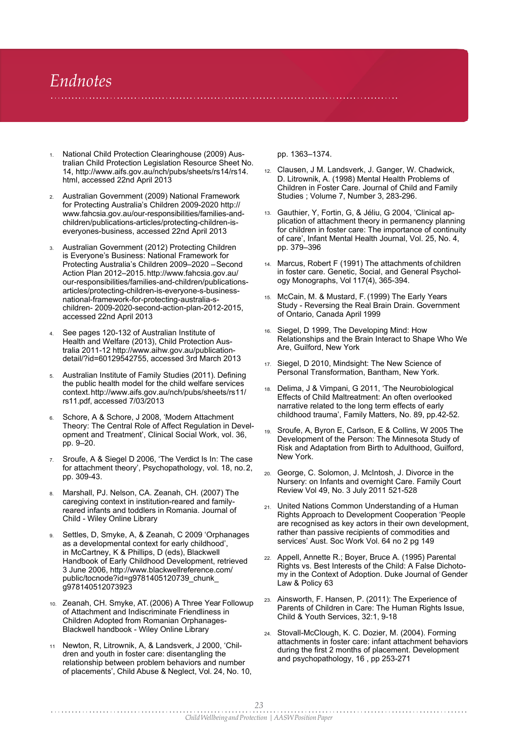# Endnotes

1. National Child Protection Clearinghouse (2009) Australian Child Protection Legislation Resource Sheet No. 14, http://www.aifs.gov.au/nch/pubs/sheets/rs14/rs14.html, accessed 22nd April 2013

2. Australian Government (2009) National Framework for Protecting Australia's Children 2009-2020 http://www.fahcsia.gov.au/our-responsibilities/families-and-children/publications-articles/protecting-children-is-everyones-business, accessed 22nd April 2013

3. Australian Government (2012) Protecting Children is Everyone's Business: National Framework for Protecting Australia's Children 2009–2020 – Second Action Plan 2012–2015. http://www.fahcsia.gov.au/our-responsibilities/families-and-children/publications-articles/protecting-children-is-everyone-s-business-national-framework-for-protecting-australia-s-children- 2009-2020-second-action-plan-2012-2015, accessed 22nd April 2013

4. See pages 120-132 of Australian Institute of Health and Welfare (2013), Child Protection Australia 2011-12 http://www.aihw.gov.au/publication-detail/?id=60129542755, accessed 3rd March 2013

5. Australian Institute of Family Studies (2011). Defining the public health model for the child welfare services context. http://www.aifs.gov.au/nch/pubs/sheets/rs11/rs11.pdf, accessed 7/03/2013

6. Schore, A & Schore, J 2008, 'Modern Attachment Theory: The Central Role of Affect Regulation in Development and Treatment', Clinical Social Work, vol. 36, pp. 9–20.

7. Sroufe, A & Siegel D 2006, 'The Verdict Is In: The case for attachment theory', Psychopathology, vol. 18, no. 2, pp. 309-43.

8. Marshall, PJ. Nelson, CA. Zeanah, CH. (2007) The caregiving context in institution-reared and family-reared infants and toddlers in Romania. Journal of Child - Wiley Online Library

9. Settles, D, Smyke, A, & Zeanah, C 2009 'Orphanages as a developmental context for early childhood', in McCartney, K & Phillips, D (eds), Blackwell Handbook of Early Childhood Development, retrieved 3 June 2006, http://www.blackwellreference.com/public/tocnode?id=g9781405120739_chunk_g978140512073923

10. Zeanah, CH. Smyke, AT. (2006) A Three Year Followup of Attachment and Indiscriminate Friendliness in Children Adopted from Romanian Orphanages-Blackwell handbook - Wiley Online Library

11. Newton, R, Litrownik, A, & Landsverk, J 2000, 'Children and youth in foster care: disentangling the relationship between problem behaviors and number of placements', Child Abuse & Neglect, Vol. 24, No. 10, pp. 1363–1374.

12. Clausen, J M. Landsverk, J. Ganger, W. Chadwick, D. Litrownik, A. (1998) Mental Health Problems of Children in Foster Care. Journal of Child and Family Studies ; Volume 7, Number 3, 283-296.

13. Gauthier, Y, Fortin, G, & Jéliu, G 2004, 'Clinical application of attachment theory in permanency planning for children in foster care: The importance of continuity of care', Infant Mental Health Journal, Vol. 25, No. 4, pp. 379–396

14. Marcus, Robert F (1991) The attachments of children in foster care. Genetic, Social, and General Psychology Monographs, Vol 117(4), 365-394.

15. McCain, M. & Mustard, F. (1999) The Early Years Study - Reversing the Real Brain Drain. Government of Ontario, Canada April 1999

16. Siegel, D 1999, The Developing Mind: How Relationships and the Brain Interact to Shape Who We Are, Guilford, New York

17. Siegel, D 2010, Mindsight: The New Science of Personal Transformation, Bantham, New York.

18. Delima, J & Vimpani, G 2011, 'The Neurobiological Effects of Child Maltreatment: An often overlooked narrative related to the long term effects of early childhood trauma', Family Matters, No. 89, pp.42-52.

19. Sroufe, A, Byron E, Carlson, E & Collins, W 2005 The Development of the Person: The Minnesota Study of Risk and Adaptation from Birth to Adulthood, Guilford, New York.

20. George, C. Solomon, J. McIntosh, J. Divorce in the Nursery: on Infants and overnight Care. Family Court Review Vol 49, No. 3 July 2011 521-528

21. United Nations Common Understanding of a Human Rights Approach to Development Cooperation 'People are recognised as key actors in their own development, rather than passive recipients of commodities and services' Aust. Soc Work Vol. 64 no 2 pg 149

22. Appell, Annette R.; Boyer, Bruce A. (1995) Parental Rights vs. Best Interests of the Child: A False Dichotomy in the Context of Adoption. Duke Journal of Gender Law & Policy 63

23. Ainsworth, F. Hansen, P. (2011): The Experience of Parents of Children in Care: The Human Rights Issue, Child & Youth Services, 32:1, 9-18

24. Stovall-McClough, K. C. Dozier, M. (2004). Forming attachments in foster care: infant attachment behaviors during the first 2 months of placement. Development and psychopathology, 16 , pp 253-271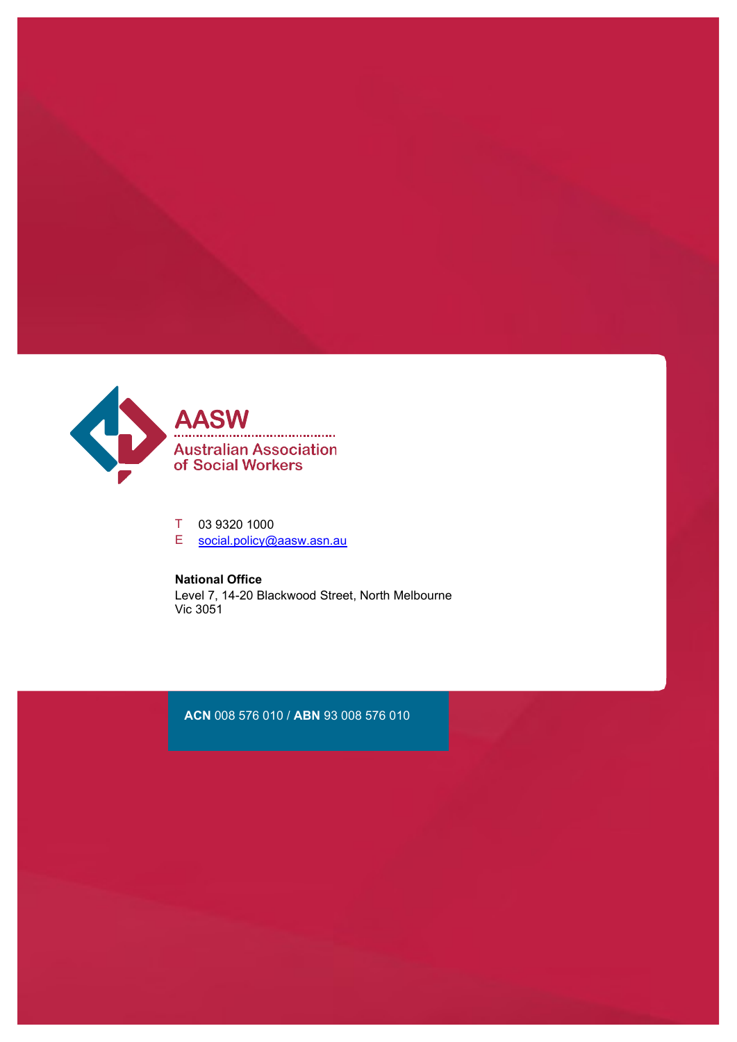AASW

Australian Association of Social Workers

T 03 9320 1000

E social.policy@aasw.asn.au

**National Office**

Level 7, 14-20 Blackwood Street, North Melbourne

Vic 3051

**ACN** 008 576 010 / **ABN** 93 008 576 010